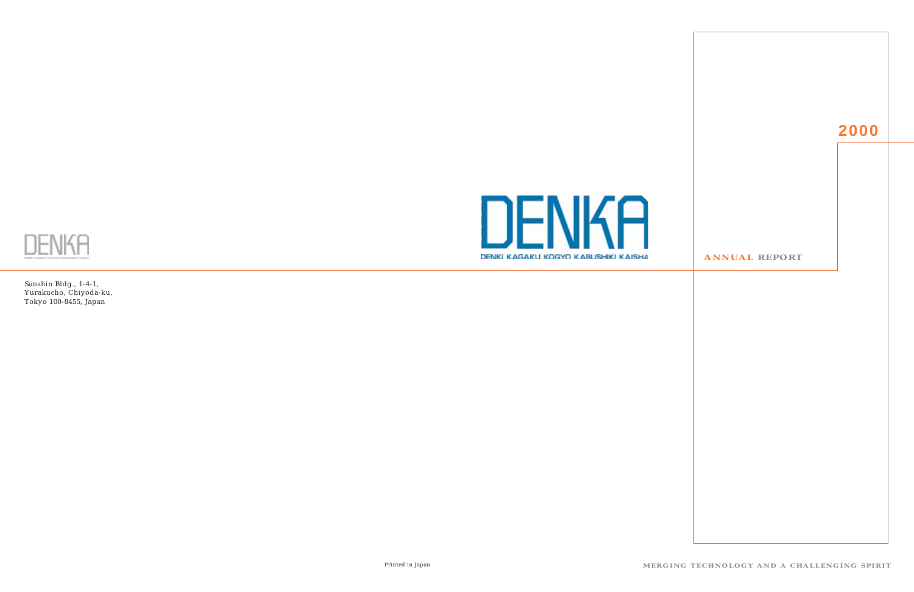DENKA

Sanshin Bldg., 1-4-1,
Yurakucho, Chiyoda-ku,
Tokyo 100-8455, Japan

Printed in Japan

DENKA

DENKI KAGAKU KOGYO KABUSHIKI KAISHA

# ANNUAL REPORT 2000

MERGING TECHNOLOGY AND A CHALLENGING SPIRIT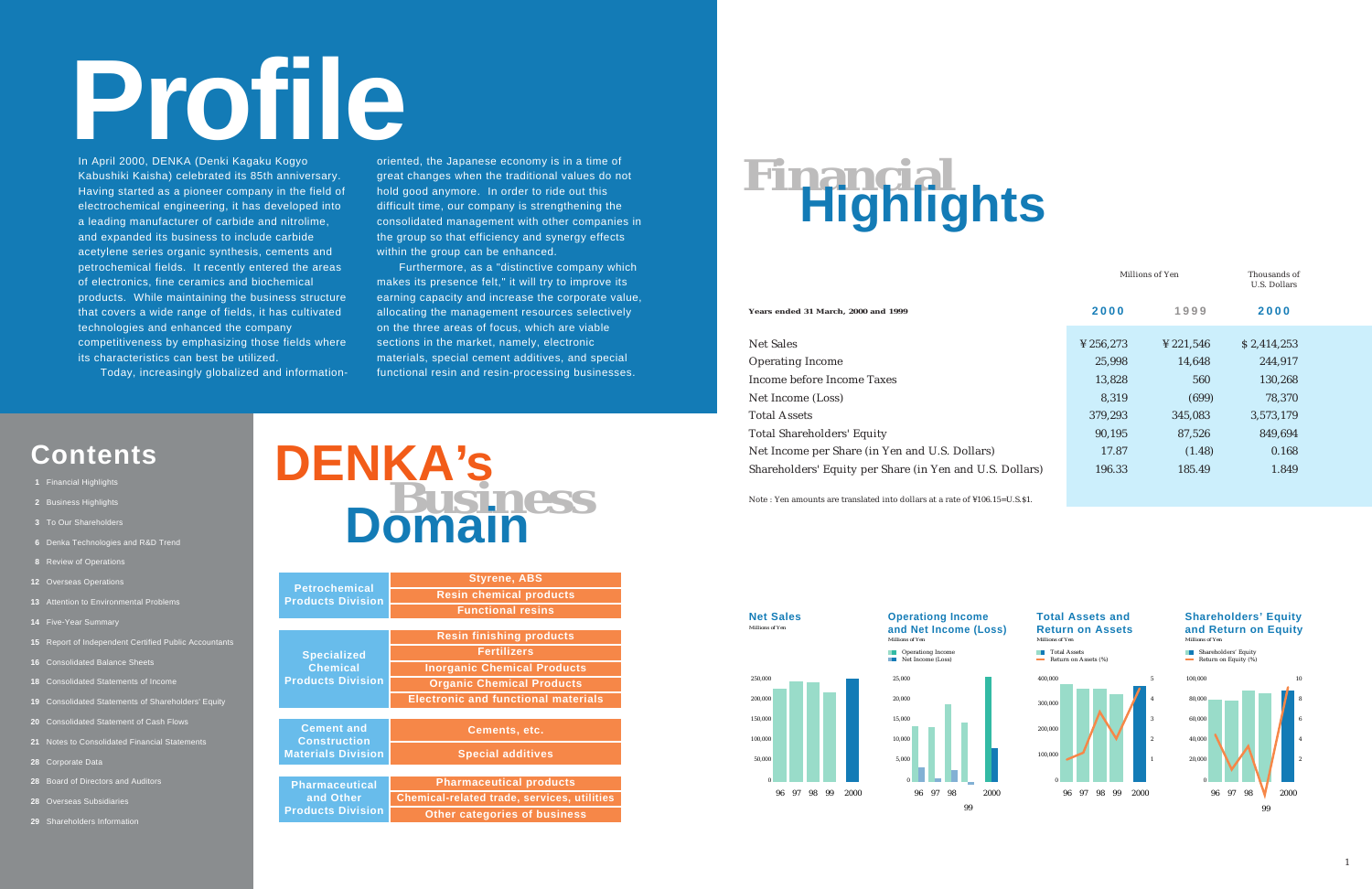# Profile

In April 2000, DENKA (Denki Kagaku Kogyo Kabushiki Kaisha) celebrated its 85th anniversary. Having started as a pioneer company in the field of electrochemical engineering, it has developed into a leading manufacturer of carbide and nitrolime, and expanded its business to include carbide acetylene series organic synthesis, cements and petrochemical fields. It recently entered the areas of electronics, fine ceramics and biochemical products. While maintaining the business structure that covers a wide range of fields, it has cultivated technologies and enhanced the company competitiveness by emphasizing those fields where its characteristics can best be utilized.

Today, increasingly globalized and information-oriented, the Japanese economy is in a time of great changes when the traditional values do not hold good anymore. In order to ride out this difficult time, our company is strengthening the consolidated management with other companies in the group so that efficiency and synergy effects within the group can be enhanced.

Furthermore, as a "distinctive company which makes its presence felt," it will try to improve its earning capacity and increase the corporate value, allocating the management resources selectively on the three areas of focus, which are viable sections in the market, namely, electronic materials, special cement additives, and special functional resin and resin-processing businesses.

## Contents

- 1 Financial Highlights
- 2 Business Highlights
- 3 To Our Shareholders
- 6 Denka Technologies and R&D Trend
- 8 Review of Operations
- 12 Overseas Operations
- 13 Attention to Environmental Problems
- 14 Five-Year Summary
- 15 Report of Independent Certified Public Accountants
- 16 Consolidated Balance Sheets
- 18 Consolidated Statements of Income
- 19 Consolidated Statements of Shareholders' Equity
- 20 Consolidated Statement of Cash Flows
- 21 Notes to Consolidated Financial Statements
- 28 Corporate Data
- 28 Board of Directors and Auditors
- 28 Overseas Subsidiaries
- 29 Shareholders Information

## DENKA's Business Domain

| Division | Business |
|---|---|
| Petrochemical Products Division | Styrene, ABS |
| | Resin chemical products |
| | Functional resins |
| Specialized Chemical Products Division | Resin finishing products |
| | Fertilizers |
| | Inorganic Chemical Products |
| | Organic Chemical Products |
| | Electronic and functional materials |
| Cement and Construction Materials Division | Cements, etc. |
| | Special additives |
| Pharmaceutical and Other Products Division | Pharmaceutical products |
| | Chemical-related trade, services, utilities |
| | Other categories of business |

# Financial Highlights

| Years ended 31 March, 2000 and 1999 | Millions of Yen 2000 | Millions of Yen 1999 | Thousands of U.S. Dollars 2000 |
|---|---|---|---|
| Net Sales | ¥256,273 | ¥221,546 | $2,414,253 |
| Operating Income | 25,998 | 14,648 | 244,917 |
| Income before Income Taxes | 13,828 | 560 | 130,268 |
| Net Income (Loss) | 8,319 | (699) | 78,370 |
| Total Assets | 379,293 | 345,083 | 3,573,179 |
| Total Shareholders' Equity | 90,195 | 87,526 | 849,694 |
| Net Income per Share (in Yen and U.S. Dollars) | 17.87 | (1.48) | 0.168 |
| Shareholders' Equity per Share (in Yen and U.S. Dollars) | 196.33 | 185.49 | 1.849 |

Note : Yen amounts are translated into dollars at a rate of ¥106.15=U.S.$1.

**Net Sales**
Millions of Yen

**Operationg Income and Net Income (Loss)**
Millions of Yen
Operationg Income / Net Income (Loss)

**Total Assets and Return on Assets**
Millions of Yen
Total Assets / Return on Assets (%)

**Shareholders' Equity and Return on Equity**
Millions of Yen
Shareholders' Equity / Return on Equity (%)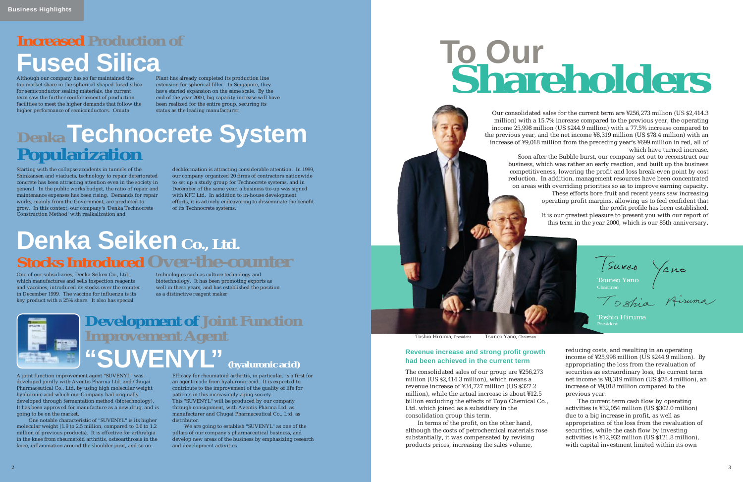Business Highlights

## Increased Production of Fused Silica

Although our company has so far maintained the top market share in the spherical-shaped fused silica for semiconductor sealing materials, the current term saw the further reinforcement of production facilities to meet the higher demands that follow the higher performance of semiconductors. Omuta Plant has already completed its production line extension for spherical filler. In Singapore, they have started expansion on the same scale. By the end of the year 2000, big capacity increase will have been realized for the entire group, securing its status as the leading manufacturer.

## Denka Technocrete System Popularization

Starting with the collapse accidents in tunnels of the Shinkansen and viaducts, technology to repair deteriorated concrete has been attracting attention even in the society in general. In the public works budget, the ratio of repair and maintenance expenses has been rising. Demands for repair works, mainly from the Government, are predicted to grow. In this context, our company's 'Denka Technocrete Construction Method' with realkalization and dechlorination is attracting considerable attention. In 1999, our company organized 20 firms of contractors nationwide to set up a study group for Technocrete systems, and in December of the same year, a business tie-up was signed with KFC Ltd. In addition to in-house development efforts, it is actively endeavoring to disseminate the benefit of its Technocrete systems.

## Denka Seiken Co., Ltd. Stocks Introduced Over-the-counter

One of our subsidiaries, Denka Seiken Co., Ltd., which manufactures and sells inspection reagents and vaccines, introduced its stocks over the counter in December 1999. The vaccine for influenza is its key product with a 25% share. It also has special technologies such as culture technology and biotechnology. It has been promoting exports as well in these years, and has established the position as a distinctive reagent maker

## Development of Joint Function Improvement Agent "SUVENYL" (hyaluronic acid)

A joint function improvement agent "SUVENYL" was developed jointly with Aventis Pharma Ltd. and Chugai Pharmaceutical Co., Ltd. by using high molecular weight hyaluronic acid which our Company had originally developed through fermentation method (biotechnology). It has been approved for manufacture as a new drug, and is going to be on the market.

One notable characteristic of "SUVENYL" is its higher molecular weight (1.9 to 2.5 million, compared to 0.6 to 1.2 million of previous products). It is effective for arthralgia in the knee from rheumatoid arthritis, osteoarthrosis in the knee, inflammation around the shoulder joint, and so on. Efficacy for rheumatoid arthritis, in particular, is a first for an agent made from hyaluronic acid. It is expected to contribute to the improvement of the quality of life for patients in this increasingly aging society. This "SUVENYL" will be produced by our company through consignment, with Aventis Pharma Ltd. as manufacturer and Chugai Pharmaceutical Co., Ltd. as distributor.

We are going to establish "SUVENYL" as one of the pillars of our company's pharmaceutical business, and develop new areas of the business by emphasizing research and development activities.

# To Our Shareholders

Our consolidated sales for the current term are ¥256,273 million (US $2,414.3 million) with a 15.7% increase compared to the previous year, the operating income 25,998 million (US $244.9 million) with a 77.5% increase compared to the previous year, and the net income ¥8,319 million (US $78.4 million) with an increase of ¥9,018 million from the preceding year's ¥699 million in red, all of which have turned increase.

Soon after the Bubble burst, our company set out to reconstruct our business, which was rather an early reaction, and built up the business competitiveness, lowering the profit and loss break-even point by cost reduction. In addition, management resources have been concentrated on areas with overriding priorities so as to improve earning capacity. These efforts bore fruit and recent years saw increasing operating profit margins, allowing us to feel confident that the profit profile has been established.

It is our greatest pleasure to present you with our report of this term in the year 2000, which is our 85th anniversary.

Tsuneo Yano
Chairman

Toshio Hiruma
President

Toshio Hiruma, President Tsuneo Yano, Chairman

### Revenue increase and strong profit growth had been achieved in the current term

The consolidated sales of our group are ¥256,273 million (US $2,414.3 million), which means a revenue increase of ¥34,727 million (US $327.2 million), while the actual increase is about ¥12.5 billion excluding the effects of Toyo Chemical Co., Ltd. which joined as a subsidiary in the consolidation group this term.

In terms of the profit, on the other hand, although the costs of petrochemical materials rose substantially, it was compensated by revising products prices, increasing the sales volume, reducing costs, and resulting in an operating income of ¥25,998 million (US $244.9 million). By appropriating the loss from the revaluation of securities as extraordinary loss, the current term net income is ¥8,319 million (US $78.4 million), an increase of ¥9,018 million compared to the previous year.

The current term cash flow by operating activities is ¥32,054 million (US $302.0 million) due to a big increase in profit, as well as appropriation of the loss from the revaluation of securities, while the cash flow by investing activities is ¥12,932 million (US $121.8 million), with capital investment limited within its own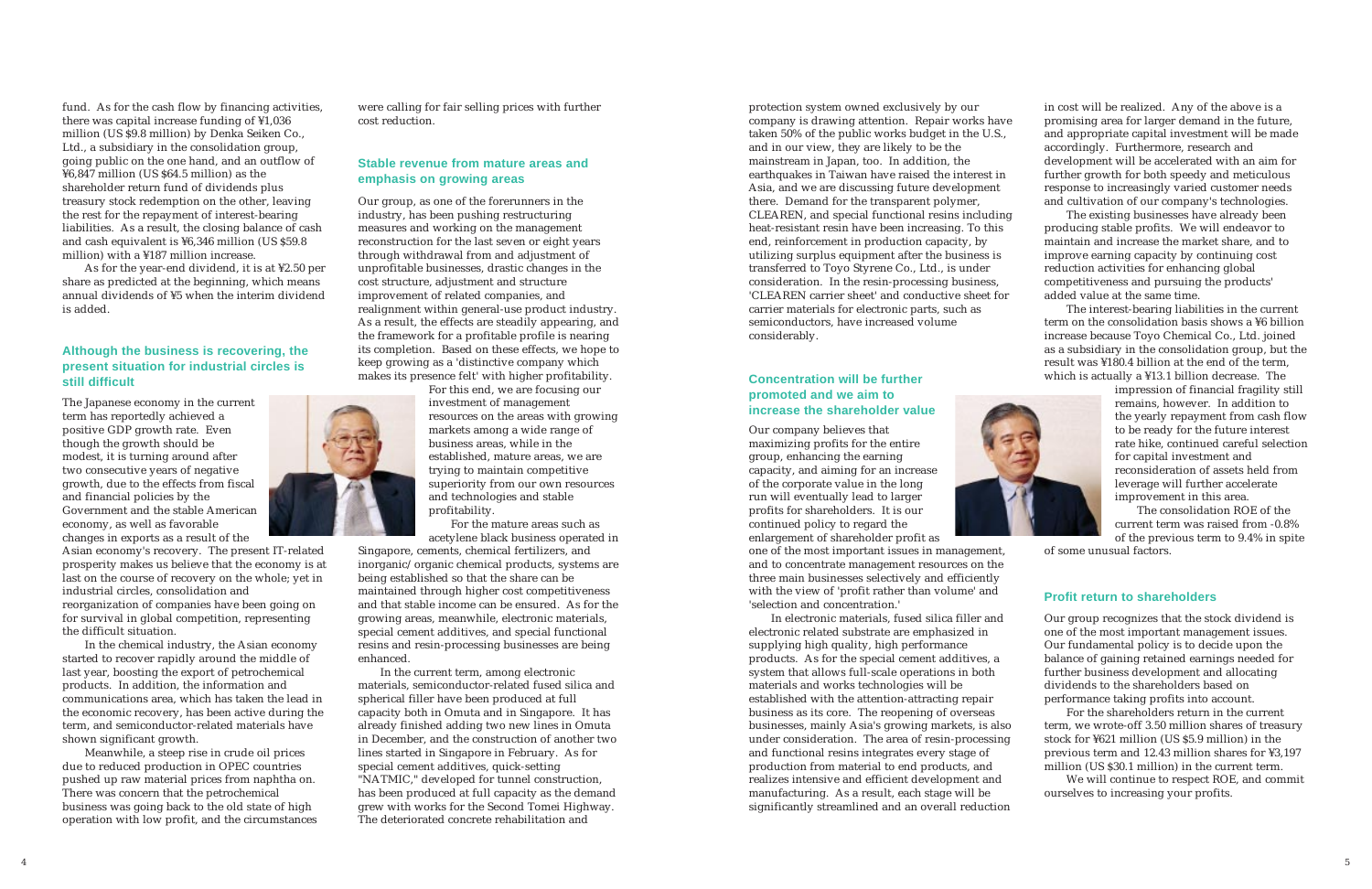fund. As for the cash flow by financing activities, there was capital increase funding of ¥1,036 million (US $9.8 million) by Denka Seiken Co., Ltd., a subsidiary in the consolidation group, going public on the one hand, and an outflow of ¥6,847 million (US $64.5 million) as the shareholder return fund of dividends plus treasury stock redemption on the other, leaving the rest for the repayment of interest-bearing liabilities. As a result, the closing balance of cash and cash equivalent is ¥6,346 million (US $59.8 million) with a ¥187 million increase.

As for the year-end dividend, it is at ¥2.50 per share as predicted at the beginning, which means annual dividends of ¥5 when the interim dividend is added.

## Although the business is recovering, the present situation for industrial circles is still difficult

The Japanese economy in the current term has reportedly achieved a positive GDP growth rate. Even though the growth should be modest, it is turning around after two consecutive years of negative growth, due to the effects from fiscal and financial policies by the Government and the stable American economy, as well as favorable changes in exports as a result of the Asian economy's recovery. The present IT-related prosperity makes us believe that the economy is at last on the course of recovery on the whole; yet in industrial circles, consolidation and reorganization of companies have been going on for survival in global competition, representing the difficult situation.

In the chemical industry, the Asian economy started to recover rapidly around the middle of last year, boosting the export of petrochemical products. In addition, the information and communications area, which has taken the lead in the economic recovery, has been active during the term, and semiconductor-related materials have shown significant growth.

Meanwhile, a steep rise in crude oil prices due to reduced production in OPEC countries pushed up raw material prices from naphtha on. There was concern that the petrochemical business was going back to the old state of high operation with low profit, and the circumstances were calling for fair selling prices with further cost reduction.

## Stable revenue from mature areas and emphasis on growing areas

Our group, as one of the forerunners in the industry, has been pushing restructuring measures and working on the management reconstruction for the last seven or eight years through withdrawal from and adjustment of unprofitable businesses, drastic changes in the cost structure, adjustment and structure improvement of related companies, and realignment within general-use product industry. As a result, the effects are steadily appearing, and the framework for a profitable profile is nearing its completion. Based on these effects, we hope to keep growing as a 'distinctive company which makes its presence felt' with higher profitability.

For this end, we are focusing our investment of management resources on the areas with growing markets among a wide range of business areas, while in the established, mature areas, we are trying to maintain competitive superiority from our own resources and technologies and stable profitability.

For the mature areas such as acetylene black business operated in Singapore, cements, chemical fertilizers, and inorganic/ organic chemical products, systems are being established so that the share can be maintained through higher cost competitiveness and that stable income can be ensured. As for the growing areas, meanwhile, electronic materials, special cement additives, and special functional resins and resin-processing businesses are being enhanced.

In the current term, among electronic materials, semiconductor-related fused silica and spherical filler have been produced at full capacity both in Omuta and in Singapore. It has already finished adding two new lines in Omuta in December, and the construction of another two lines started in Singapore in February. As for special cement additives, quick-setting "NATMIC," developed for tunnel construction, has been produced at full capacity as the demand grew with works for the Second Tomei Highway. The deteriorated concrete rehabilitation and protection system owned exclusively by our company is drawing attention. Repair works have taken 50% of the public works budget in the U.S., and in our view, they are likely to be the mainstream in Japan, too. In addition, the earthquakes in Taiwan have raised the interest in Asia, and we are discussing future development there. Demand for the transparent polymer, CLEAREN, and special functional resins including heat-resistant resin have been increasing. To this end, reinforcement in production capacity, by utilizing surplus equipment after the business is transferred to Toyo Styrene Co., Ltd., is under consideration. In the resin-processing business, 'CLEAREN carrier sheet' and conductive sheet for carrier materials for electronic parts, such as semiconductors, have increased volume considerably.

## Concentration will be further promoted and we aim to increase the shareholder value

Our company believes that maximizing profits for the entire group, enhancing the earning capacity, and aiming for an increase of the corporate value in the long run will eventually lead to larger profits for shareholders. It is our continued policy to regard the enlargement of shareholder profit as one of the most important issues in management, and to concentrate management resources on the three main businesses selectively and efficiently with the view of 'profit rather than volume' and 'selection and concentration.'

In electronic materials, fused silica filler and electronic related substrate are emphasized in supplying high quality, high performance products. As for the special cement additives, a system that allows full-scale operations in both materials and works technologies will be established with the attention-attracting repair business as its core. The reopening of overseas businesses, mainly Asia's growing markets, is also under consideration. The area of resin-processing and functional resins integrates every stage of production from material to end products, and realizes intensive and efficient development and manufacturing. As a result, each stage will be significantly streamlined and an overall reduction in cost will be realized. Any of the above is a promising area for larger demand in the future, and appropriate capital investment will be made accordingly. Furthermore, research and development will be accelerated with an aim for further growth for both speedy and meticulous response to increasingly varied customer needs and cultivation of our company's technologies.

The existing businesses have already been producing stable profits. We will endeavor to maintain and increase the market share, and to improve earning capacity by continuing cost reduction activities for enhancing global competitiveness and pursuing the products' added value at the same time.

The interest-bearing liabilities in the current term on the consolidation basis shows a ¥6 billion increase because Toyo Chemical Co., Ltd. joined as a subsidiary in the consolidation group, but the result was ¥180.4 billion at the end of the term, which is actually a ¥13.1 billion decrease. The impression of financial fragility still remains, however. In addition to the yearly repayment from cash flow to be ready for the future interest rate hike, continued careful selection for capital investment and reconsideration of assets held from leverage will further accelerate improvement in this area.

The consolidation ROE of the current term was raised from -0.8% of the previous term to 9.4% in spite of some unusual factors.

## Profit return to shareholders

Our group recognizes that the stock dividend is one of the most important management issues. Our fundamental policy is to decide upon the balance of gaining retained earnings needed for further business development and allocating dividends to the shareholders based on performance taking profits into account.

For the shareholders return in the current term, we wrote-off 3.50 million shares of treasury stock for ¥621 million (US $5.9 million) in the previous term and 12.43 million shares for ¥3,197 million (US $30.1 million) in the current term.

We will continue to respect ROE, and commit ourselves to increasing your profits.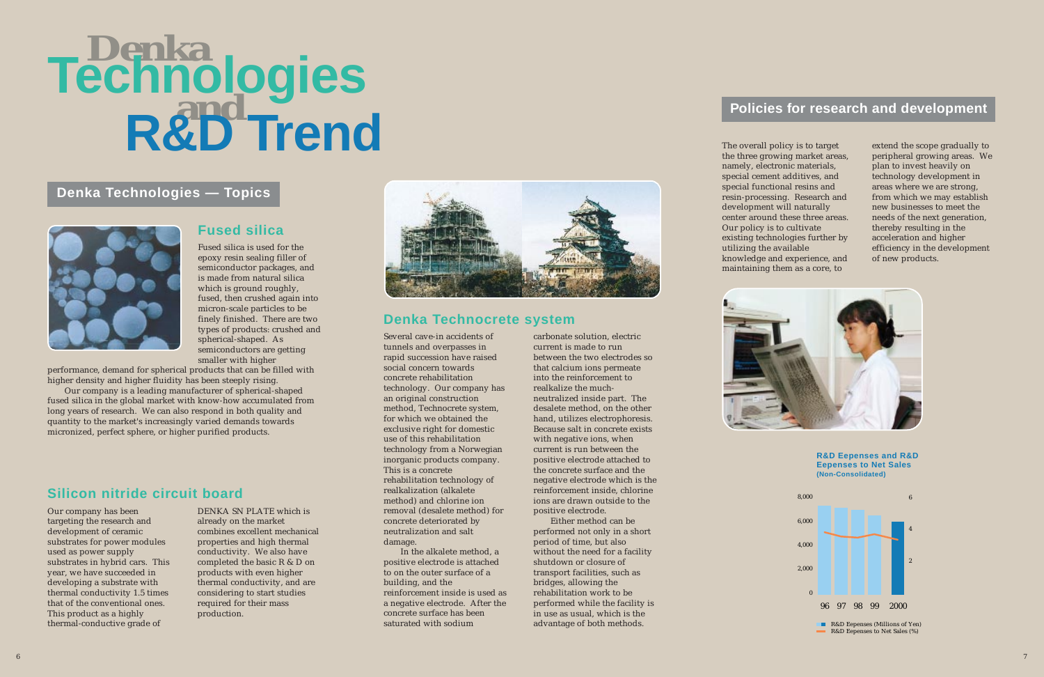# Denka Technologies and R&D Trend

## Denka Technologies — Topics

### Fused silica

Fused silica is used for the epoxy resin sealing filler of semiconductor packages, and is made from natural silica which is ground roughly, fused, then crushed again into micron-scale particles to be finely finished. There are two types of products: crushed and spherical-shaped. As semiconductors are getting smaller with higher performance, demand for spherical products that can be filled with higher density and higher fluidity has been steeply rising.

Our company is a leading manufacturer of spherical-shaped fused silica in the global market with know-how accumulated from long years of research. We can also respond in both quality and quantity to the market's increasingly varied demands towards micronized, perfect sphere, or higher purified products.

### Silicon nitride circuit board

Our company has been targeting the research and development of ceramic substrates for power modules used as power supply substrates in hybrid cars. This year, we have succeeded in developing a substrate with thermal conductivity 1.5 times that of the conventional ones. This product as a highly thermal-conductive grade of DENKA SN PLATE which is already on the market combines excellent mechanical properties and high thermal conductivity. We also have completed the basic R & D on products with even higher thermal conductivity, and are considering to start studies required for their mass production.

### Denka Technocrete system

Several cave-in accidents of tunnels and overpasses in rapid succession have raised social concern towards concrete rehabilitation technology. Our company has an original construction method, Technocrete system, for which we obtained the exclusive right for domestic use of this rehabilitation technology from a Norwegian inorganic products company. This is a concrete rehabilitation technology of realkalization (alkalete method) and chlorine ion removal (desalete method) for concrete deteriorated by neutralization and salt damage.

In the alkalete method, a positive electrode is attached to on the outer surface of a building, and the reinforcement inside is used as a negative electrode. After the concrete surface has been saturated with sodium carbonate solution, electric current is made to run between the two electrodes so that calcium ions permeate into the reinforcement to realkalize the much-neutralized inside part. The desalete method, on the other hand, utilizes electrophoresis. Because salt in concrete exists with negative ions, when current is run between the positive electrode attached to the concrete surface and the negative electrode which is the reinforcement inside, chlorine ions are drawn outside to the positive electrode.

Either method can be performed not only in a short period of time, but also without the need for a facility shutdown or closure of transport facilities, such as bridges, allowing the rehabilitation work to be performed while the facility is in use as usual, which is the advantage of both methods.

## Policies for research and development

The overall policy is to target the three growing market areas, namely, electronic materials, special cement additives, and special functional resins and resin-processing. Research and development will naturally center around these three areas. Our policy is to cultivate existing technologies further by utilizing the available knowledge and experience, and maintaining them as a core, to extend the scope gradually to peripheral growing areas. We plan to invest heavily on technology development in areas where we are strong, from which we may establish new businesses to meet the needs of the next generation, thereby resulting in the acceleration and higher efficiency in the development of new products.

**R&D Eepenses and R&D Eepenses to Net Sales (Non-Consolidated)**

- R&D Eepenses (Millions of Yen)
- R&D Eepenses to Net Sales (%)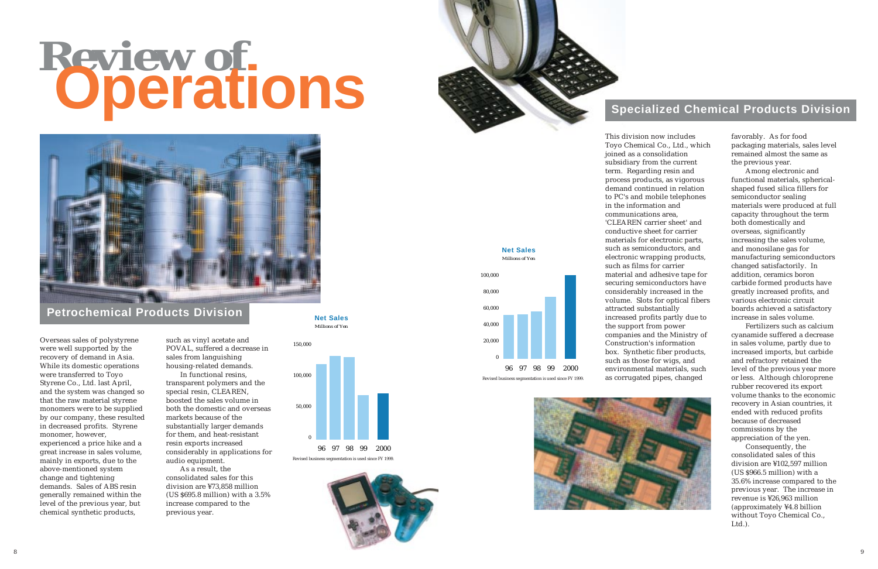# Review of Operations

## Petrochemical Products Division

Overseas sales of polystyrene were well supported by the recovery of demand in Asia. While its domestic operations were transferred to Toyo Styrene Co., Ltd. last April, and the system was changed so that the raw material styrene monomers were to be supplied by our company, these resulted in decreased profits. Styrene monomer, however, experienced a price hike and a great increase in sales volume, mainly in exports, due to the above-mentioned system change and tightening demands. Sales of ABS resin generally remained within the level of the previous year, but chemical synthetic products, such as vinyl acetate and POVAL, suffered a decrease in sales from languishing housing-related demands.

In functional resins, transparent polymers and the special resin, CLEAREN, boosted the sales volume in both the domestic and overseas markets because of the substantially larger demands for them, and heat-resistant resin exports increased considerably in applications for audio equipment.

As a result, the consolidated sales for this division are ¥73,858 million (US $695.8 million) with a 3.5% increase compared to the previous year.

**Net Sales**
Millions of Yen

(Chart: 96, 97, 98, 99, 2000; axis 0–150,000)

Revised business segmentation is used since FY 1999.

## Specialized Chemical Products Division

This division now includes Toyo Chemical Co., Ltd., which joined as a consolidation subsidiary from the current term. Regarding resin and process products, as vigorous demand continued in relation to PC's and mobile telephones in the information and communications area, 'CLEAREN carrier sheet' and conductive sheet for carrier materials for electronic parts, such as semiconductors, and electronic wrapping products, such as films for carrier material and adhesive tape for securing semiconductors have considerably increased in the volume. Slots for optical fibers attracted substantially increased profits partly due to the support from power companies and the Ministry of Construction's information box. Synthetic fiber products, such as those for wigs, and environmental materials, such as corrugated pipes, changed favorably. As for food packaging materials, sales level remained almost the same as the previous year.

Among electronic and functional materials, spherical-shaped fused silica fillers for semiconductor sealing materials were produced at full capacity throughout the term both domestically and overseas, significantly increasing the sales volume, and monosilane gas for manufacturing semiconductors changed satisfactorily. In addition, ceramics boron carbide formed products have greatly increased profits, and various electronic circuit boards achieved a satisfactory increase in sales volume.

Fertilizers such as calcium cyanamide suffered a decrease in sales volume, partly due to increased imports, but carbide and refractory retained the level of the previous year more or less. Although chloroprene rubber recovered its export volume thanks to the economic recovery in Asian countries, it ended with reduced profits because of decreased commissions by the appreciation of the yen.

Consequently, the consolidated sales of this division are ¥102,597 million (US $966.5 million) with a 35.6% increase compared to the previous year. The increase in revenue is ¥26,963 million (approximately ¥4.8 billion without Toyo Chemical Co., Ltd.).

**Net Sales**
Millions of Yen

(Chart: 96, 97, 98, 99, 2000; axis 0–100,000)

Revised business segmentation is used since FY 1999.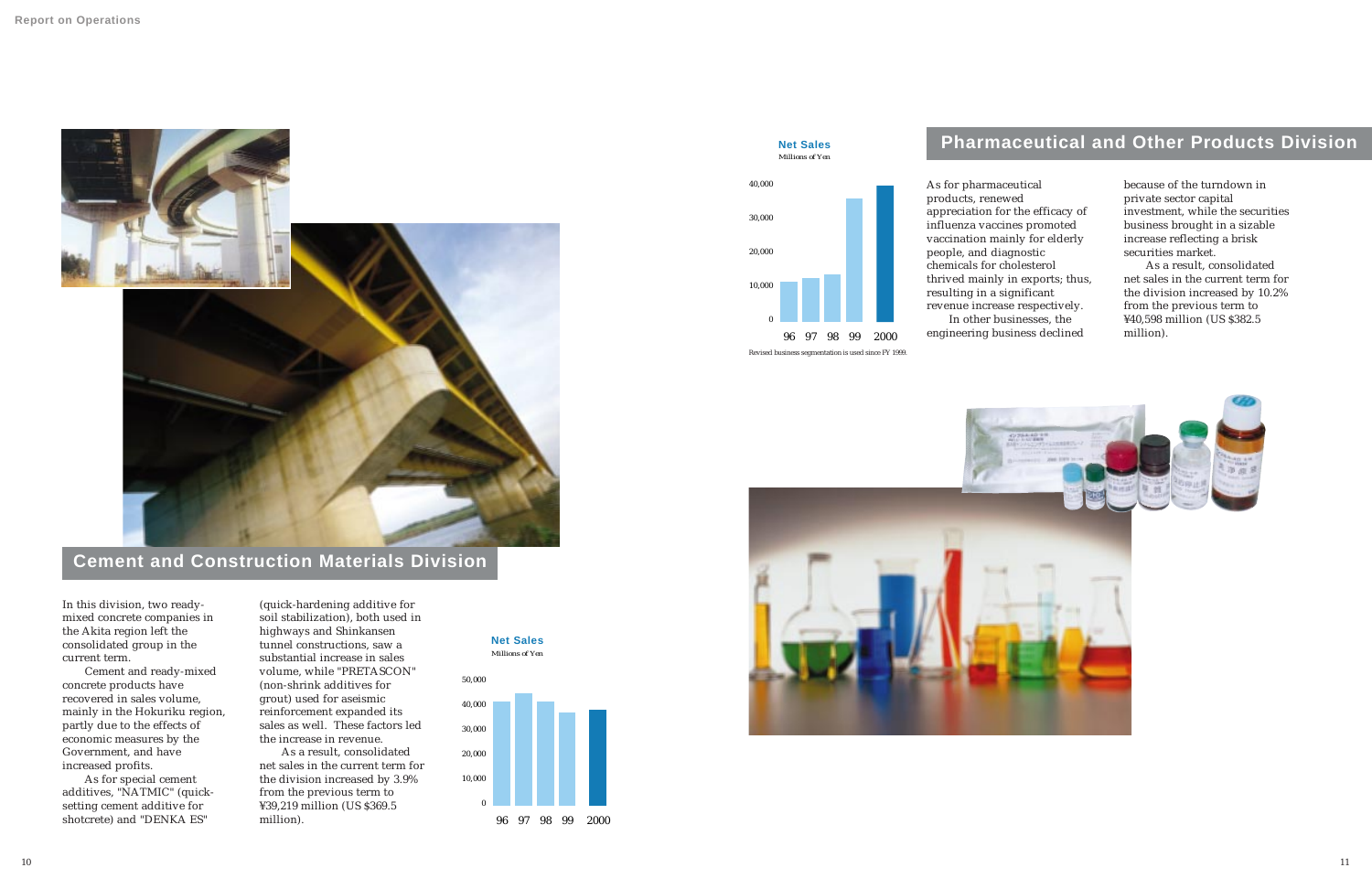## Cement and Construction Materials Division

In this division, two ready-mixed concrete companies in the Akita region left the consolidated group in the current term.

Cement and ready-mixed concrete products have recovered in sales volume, mainly in the Hokuriku region, partly due to the effects of economic measures by the Government, and have increased profits.

As for special cement additives, "NATMIC" (quick-setting cement additive for shotcrete) and "DENKA ES" (quick-hardening additive for soil stabilization), both used in highways and Shinkansen tunnel constructions, saw a substantial increase in sales volume, while "PRETASCON" (non-shrink additives for grout) used for aseismic reinforcement expanded its sales as well. These factors led the increase in revenue.

As a result, consolidated net sales in the current term for the division increased by 3.9% from the previous term to ¥39,219 million (US $369.5 million).

**Net Sales**
Millions of Yen

(Bar chart: 96, 97, 98, 99, 2000; axis 0–50,000)

## Pharmaceutical and Other Products Division

As for pharmaceutical products, renewed appreciation for the efficacy of influenza vaccines promoted vaccination mainly for elderly people, and diagnostic chemicals for cholesterol thrived mainly in exports; thus, resulting in a significant revenue increase respectively.

In other businesses, the engineering business declined because of the turndown in private sector capital investment, while the securities business brought in a sizable increase reflecting a brisk securities market.

As a result, consolidated net sales in the current term for the division increased by 10.2% from the previous term to ¥40,598 million (US $382.5 million).

**Net Sales**
Millions of Yen

(Bar chart: 96, 97, 98, 99, 2000; axis 0–40,000)

Revised business segmentation is used since FY 1999.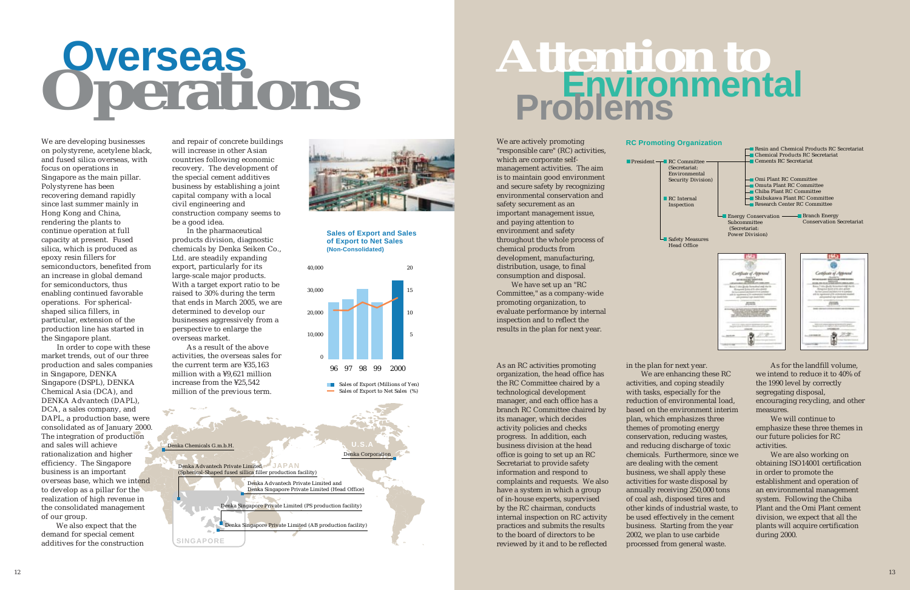# Overseas Operations

We are developing businesses on polystyrene, acetylene black, and fused silica overseas, with focus on operations in Singapore as the main pillar. Polystyrene has been recovering demand rapidly since last summer mainly in Hong Kong and China, rendering the plants to continue operation at full capacity at present. Fused silica, which is produced as epoxy resin fillers for semiconductors, benefited from an increase in global demand for semiconductors, thus enabling continued favorable operations. For spherical-shaped silica fillers, in particular, extension of the production line has started in the Singapore plant.

In order to cope with these market trends, out of our three production and sales companies in Singapore, DENKA Singapore (DSPL), DENKA Chemical Asia (DCA), and DENKA Advantech (DAPL), DCA, a sales company, and DAPL, a production base, were consolidated as of January 2000. The integration of production and sales will achieve rationalization and higher efficiency. The Singapore business is an important overseas base, which we intend to develop as a pillar for the realization of high revenue in the consolidated management of our group.

We also expect that the demand for special cement additives for the construction and repair of concrete buildings will increase in other Asian countries following economic recovery. The development of the special cement additives business by establishing a joint capital company with a local civil engineering and construction company seems to be a good idea.

In the pharmaceutical products division, diagnostic chemicals by Denka Seiken Co., Ltd. are steadily expanding export, particularly for its large-scale major products. With a target export ratio to be raised to 30% during the term that ends in March 2005, we are determined to develop our businesses aggressively from a perspective to enlarge the overseas market.

As a result of the above activities, the overseas sales for the current term are ¥35,163 million with a ¥9,621 million increase from the ¥25,542 million of the previous term.

**Sales of Export and Sales of Export to Net Sales (Non-Consolidated)**

Sales of Export (Millions of Yen) / Sales of Export to Net Sales (%)

Map labels: Denka Chemicals G.m.b.H.; JAPAN; U.S.A; Denka Corporation; Denka Advantech Private Limited (Spherical-Shaped fused sillica filler production facility); Denka Advantech Private Limited and Denka Singapore Private Limited (Head Office); Denka Singapore Private Limited (PS production facility); Denka Singapore Private Limited (AB production facility); SINGAPORE

# Attention to Environmental Problems

We are actively promoting "responsible care" (RC) activities, which are corporate self-management activities. The aim is to maintain good environment and secure safety by recognizing environmental conservation and safety securement as an important management issue, and paying attention to environment and safety throughout the whole process of chemical products from development, manufacturing, distribution, usage, to final consumption and disposal.

We have set up an "RC Committee," as a company-wide promoting organization, to evaluate performance by internal inspection and to reflect the results in the plan for next year.

**RC Promoting Organization**

- President
  - RC Committee (Secretariat: Environmental Security Division)
    - Resin and Chemical Products RC Secretariat
    - Chemical Products RC Secretariat
    - Cements RC Secretariat
    - Omi Plant RC Committee
    - Omuta Plant RC Committee
    - Chiba Plant RC Committee
    - Shibukawa Plant RC Committee
    - Research Center RC Committee
  - RC Internal Inspection
  - Energy Conservation Subcommittee (Secretariat: Power Division)
    - Branch Energy Conservation Secretariat
  - Safety Measures Head Office

As an RC activities promoting organization, the head office has the RC Committee chaired by a technological development manager, and each office has a branch RC Committee chaired by its manager, which decides activity policies and checks progress. In addition, each business division at the head office is going to set up an RC Secretariat to provide safety information and respond to complaints and requests. We also have a system in which a group of in-house experts, supervised by the RC chairman, conducts internal inspection on RC activity practices and submits the results to the board of directors to be reviewed by it and to be reflected in the plan for next year.

We are enhancing these RC activities, and coping steadily with tasks, especially for the reduction of environmental load, based on the environment interim plan, which emphasizes three themes of promoting energy conservation, reducing wastes, and reducing discharge of toxic chemicals. Furthermore, since we are dealing with the cement business, we shall apply these activities for waste disposal by annually receiving 250,000 tons of coal ash, disposed tires and other kinds of industrial waste, to be used effectively in the cement business. Starting from the year 2002, we plan to use carbide processed from general waste.

As for the landfill volume, we intend to reduce it to 40% of the 1990 level by correctly segregating disposal, encouraging recycling, and other measures.

We will continue to emphasize these three themes in our future policies for RC activities.

We are also working on obtaining ISO14001 certification in order to promote the establishment and operation of an environmental management system. Following the Chiba Plant and the Omi Plant cement division, we expect that all the plants will acquire certification during 2000.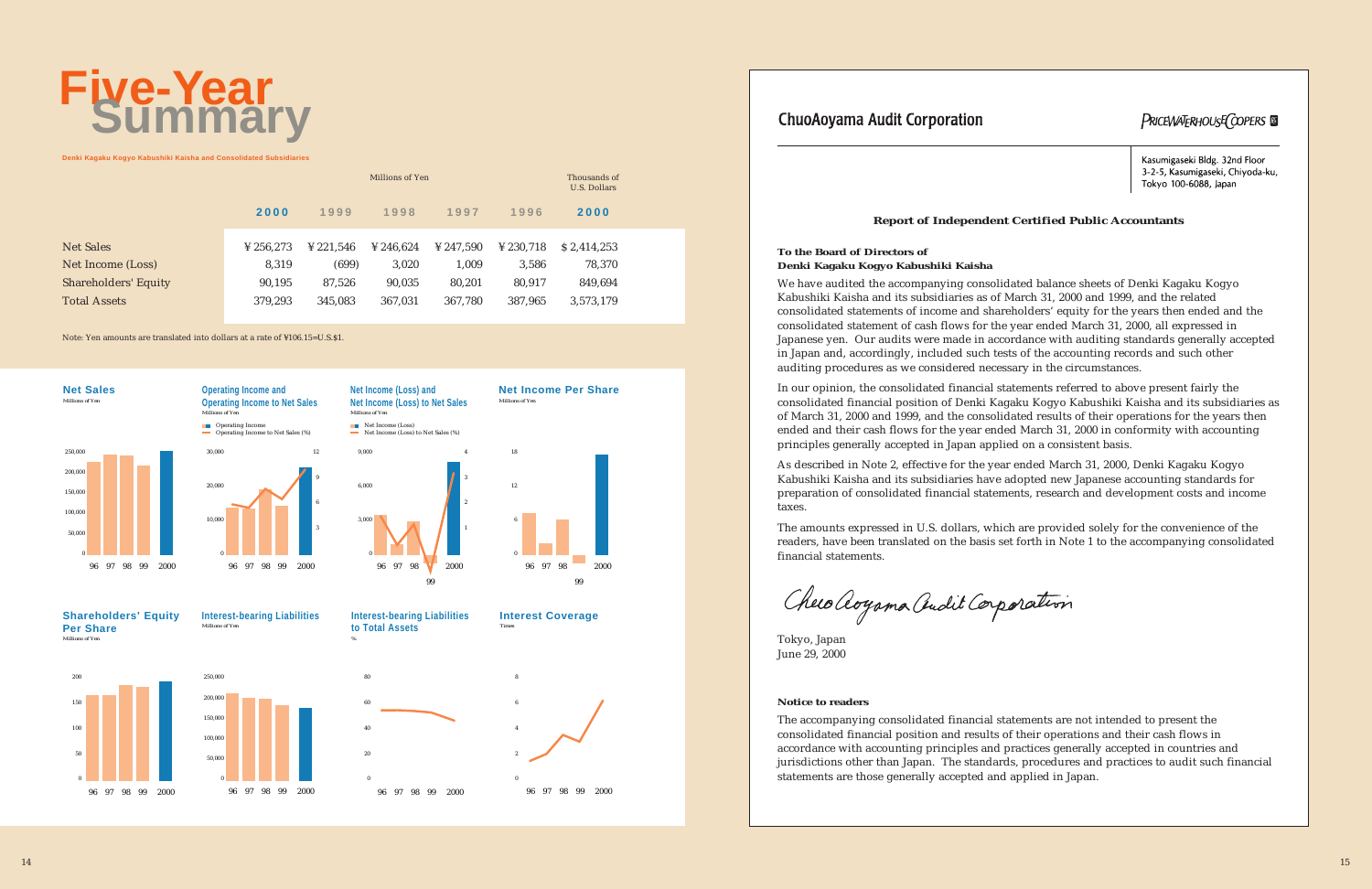# Five-Year Summary

**Denki Kagaku Kogyo Kabushiki Kaisha and Consolidated Subsidiaries**

| | Millions of Yen | | | | | Thousands of U.S. Dollars |
|---|---|---|---|---|---|---|
| | **2000** | 1999 | 1998 | 1997 | 1996 | **2000** |
| Net Sales | ¥256,273 | ¥221,546 | ¥246,624 | ¥247,590 | ¥230,718 | $2,414,253 |
| Net Income (Loss) | 8,319 | (699) | 3,020 | 1,009 | 3,586 | 78,370 |
| Shareholders' Equity | 90,195 | 87,526 | 90,035 | 80,201 | 80,917 | 849,694 |
| Total Assets | 379,293 | 345,083 | 367,031 | 367,780 | 387,965 | 3,573,179 |

Note: Yen amounts are translated into dollars at a rate of ¥106.15=U.S.$1.

**Net Sales**
Millions of Yen

**Operating Income and Operating Income to Net Sales**
Millions of Yen
Operating Income
Operating Income to Net Sales (%)

**Net Income (Loss) and Net Income (Loss) to Net Sales**
Millions of Yen
Net Income (Loss)
Net Income (Loss) to Net Sales (%)

**Net Income Per Share**
Millions of Yen

**Shareholders' Equity Per Share**
Millions of Yen

**Interest-bearing Liabilities**
Millions of Yen

**Interest-bearing Liabilities to Total Assets**
%

**Interest Coverage**
Times

---

**ChuoAoyama Audit Corporation**

PRICEWATERHOUSECOOPERS

Kasumigaseki Bldg. 32nd Floor
3-2-5, Kasumigaseki, Chiyoda-ku,
Tokyo 100-6088, Japan

## Report of Independent Certified Public Accountants

**To the Board of Directors of**
**Denki Kagaku Kogyo Kabushiki Kaisha**

We have audited the accompanying consolidated balance sheets of Denki Kagaku Kogyo Kabushiki Kaisha and its subsidiaries as of March 31, 2000 and 1999, and the related consolidated statements of income and shareholders' equity for the years then ended and the consolidated statement of cash flows for the year ended March 31, 2000, all expressed in Japanese yen. Our audits were made in accordance with auditing standards generally accepted in Japan and, accordingly, included such tests of the accounting records and such other auditing procedures as we considered necessary in the circumstances.

In our opinion, the consolidated financial statements referred to above present fairly the consolidated financial position of Denki Kagaku Kogyo Kabushiki Kaisha and its subsidiaries as of March 31, 2000 and 1999, and the consolidated results of their operations for the years then ended and their cash flows for the year ended March 31, 2000 in conformity with accounting principles generally accepted in Japan applied on a consistent basis.

As described in Note 2, effective for the year ended March 31, 2000, Denki Kagaku Kogyo Kabushiki Kaisha and its subsidiaries have adopted new Japanese accounting standards for preparation of consolidated financial statements, research and development costs and income taxes.

The amounts expressed in U.S. dollars, which are provided solely for the convenience of the readers, have been translated on the basis set forth in Note 1 to the accompanying consolidated financial statements.

*ChuoAoyama Audit Corporation*

Tokyo, Japan
June 29, 2000

**Notice to readers**

The accompanying consolidated financial statements are not intended to present the consolidated financial position and results of their operations and their cash flows in accordance with accounting principles and practices generally accepted in countries and jurisdictions other than Japan. The standards, procedures and practices to audit such financial statements are those generally accepted and applied in Japan.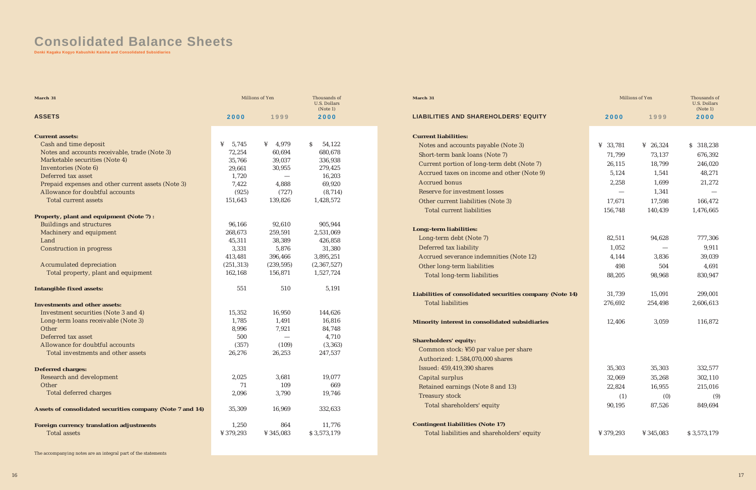# Consolidated Balance Sheets

**Denki Kagaku Kogyo Kabushiki Kaisha and Consolidated Subsidiaries**

| March 31 | Millions of Yen | | Thousands of U.S. Dollars (Note 1) |
|---|---|---|---|
| **ASSETS** | **2000** | **1999** | **2000** |
| **Current assets:** | | | |
| Cash and time deposit | ¥ 5,745 | ¥ 4,979 | $ 54,122 |
| Notes and accounts receivable, trade (Note 3) | 72,254 | 60,694 | 680,678 |
| Marketable securities (Note 4) | 35,766 | 39,037 | 336,938 |
| Inventories (Note 6) | 29,661 | 30,955 | 279,425 |
| Deferred tax asset | 1,720 | — | 16,203 |
| Prepaid expenses and other current assets (Note 3) | 7,422 | 4,888 | 69,920 |
| Allowance for doubtful accounts | (925) | (727) | (8,714) |
| Total current assets | 151,643 | 139,826 | 1,428,572 |
| **Property, plant and equipment (Note 7) :** | | | |
| Buildings and structures | 96,166 | 92,610 | 905,944 |
| Machinery and equipment | 268,673 | 259,591 | 2,531,069 |
| Land | 45,311 | 38,389 | 426,858 |
| Construction in progress | 3,331 | 5,876 | 31,380 |
| | 413,481 | 396,466 | 3,895,251 |
| Accumulated depreciation | (251,313) | (239,595) | (2,367,527) |
| Total property, plant and equipment | 162,168 | 156,871 | 1,527,724 |
| **Intangible fixed assets:** | 551 | 510 | 5,191 |
| **Investments and other assets:** | | | |
| Investment securities (Note 3 and 4) | 15,352 | 16,950 | 144,626 |
| Long-term loans receivable (Note 3) | 1,785 | 1,491 | 16,816 |
| Other | 8,996 | 7,921 | 84,748 |
| Deferred tax asset | 500 | — | 4,710 |
| Allowance for doubtful accounts | (357) | (109) | (3,363) |
| Total investments and other assets | 26,276 | 26,253 | 247,537 |
| **Deferred charges:** | | | |
| Research and development | 2,025 | 3,681 | 19,077 |
| Other | 71 | 109 | 669 |
| Total deferred charges | 2,096 | 3,790 | 19,746 |
| **Assets of consolidated securities company (Note 7 and 14)** | 35,309 | 16,969 | 332,633 |
| **Foreign currency translation adjustments** | 1,250 | 864 | 11,776 |
| Total assets | ¥ 379,293 | ¥ 345,083 | $ 3,573,179 |

The accompanying notes are an integral part of the statements

| March 31 | Millions of Yen | | Thousands of U.S. Dollars (Note 1) |
|---|---|---|---|
| **LIABILITIES AND SHAREHOLDERS' EQUITY** | **2000** | **1999** | **2000** |
| **Current liabilities:** | | | |
| Notes and accounts payable (Note 3) | ¥ 33,781 | ¥ 26,324 | $ 318,238 |
| Short-term bank loans (Note 7) | 71,799 | 73,137 | 676,392 |
| Current portion of long-term debt (Note 7) | 26,115 | 18,799 | 246,020 |
| Accrued taxes on income and other (Note 9) | 5,124 | 1,541 | 48,271 |
| Accrued bonus | 2,258 | 1,699 | 21,272 |
| Reserve for investment losses | — | 1,341 | — |
| Other current liabilities (Note 3) | 17,671 | 17,598 | 166,472 |
| Total current liabilities | 156,748 | 140,439 | 1,476,665 |
| **Long;-term liabilities:** | | | |
| Long-term debt (Note 7) | 82,511 | 94,628 | 777,306 |
| Deferred tax liability | 1,052 | — | 9,911 |
| Accrued severance indemnities (Note 12) | 4,144 | 3,836 | 39,039 |
| Other long-term liabilities | 498 | 504 | 4,691 |
| Total long-term liabilities | 88,205 | 98,968 | 830,947 |
| **Liabilities of consolidated securities company (Note 14)** | 31,739 | 15,091 | 299,001 |
| Total liabilities | 276,692 | 254,498 | 2,606,613 |
| **Minority interest in consolidated subsidiaries** | 12,406 | 3,059 | 116,872 |
| **Shareholders' equity:** | | | |
| Common stock: ¥50 par value per share | | | |
| Authorized: 1,584,070,000 shares | | | |
| Issued: 459,419,390 shares | 35,303 | 35,303 | 332,577 |
| Capital surplus | 32,069 | 35,268 | 302,110 |
| Retained earnings (Note 8 and 13) | 22,824 | 16,955 | 215,016 |
| Treasury stock | (1) | (0) | (9) |
| Total shareholders' equity | 90,195 | 87,526 | 849,694 |
| **Contingent liabilities (Note 17)** | | | |
| Total liabilities and shareholders' equity | ¥ 379,293 | ¥ 345,083 | $ 3,573,179 |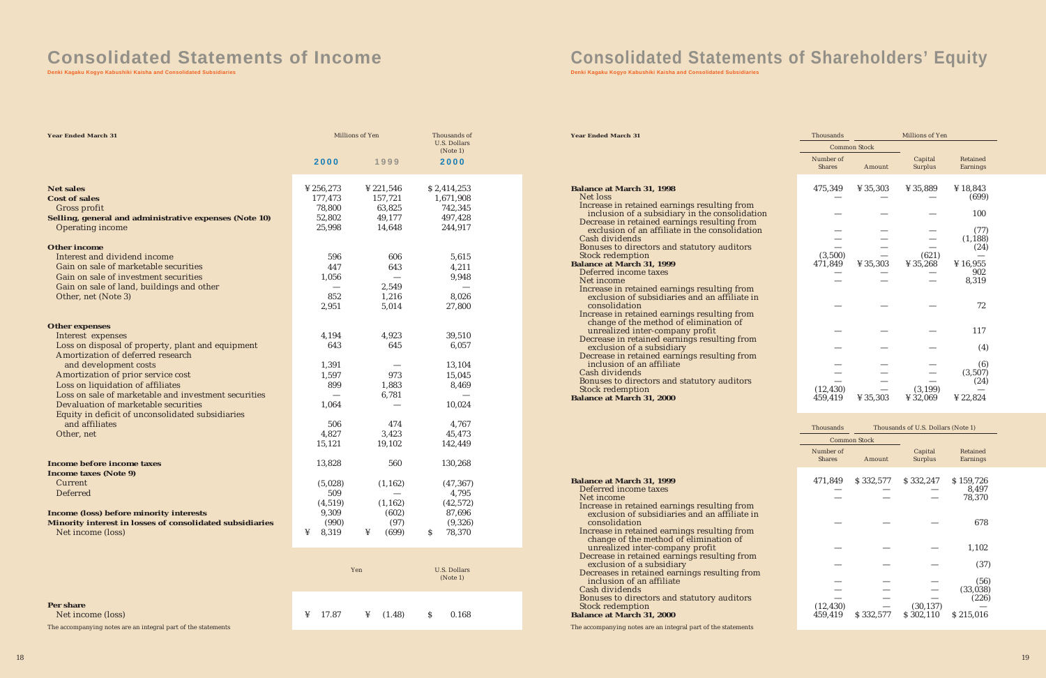# Consolidated Statements of Income

Denki Kagaku Kogyo Kabushiki Kaisha and Consolidated Subsidiaries

| Year Ended March 31 | Millions of Yen | | Thousands of U.S. Dollars (Note 1) |
|---|---|---|---|
| | 2000 | 1999 | 2000 |
| **Net sales** | ¥256,273 | ¥221,546 | $2,414,253 |
| **Cost of sales** | 177,473 | 157,721 | 1,671,908 |
| Gross profit | 78,800 | 63,825 | 742,345 |
| **Selling, general and administrative expenses (Note 10)** | 52,802 | 49,177 | 497,428 |
| Operating income | 25,998 | 14,648 | 244,917 |
| **Other income** | | | |
| Interest and dividend income | 596 | 606 | 5,615 |
| Gain on sale of marketable securities | 447 | 643 | 4,211 |
| Gain on sale of investment securities | 1,056 | — | 9,948 |
| Gain on sale of land, buildings and other | — | 2,549 | — |
| Other, net (Note 3) | 852 | 1,216 | 8,026 |
| | 2,951 | 5,014 | 27,800 |
| **Other expenses** | | | |
| Interest expenses | 4,194 | 4,923 | 39,510 |
| Loss on disposal of property, plant and equipment | 643 | 645 | 6,057 |
| Amortization of deferred research and development costs | 1,391 | — | 13,104 |
| Amortization of prior service cost | 1,597 | 973 | 15,045 |
| Loss on liquidation of affiliates | 899 | 1,883 | 8,469 |
| Loss on sale of marketable and investment securities | — | 6,781 | — |
| Devaluation of marketable securities | 1,064 | — | 10,024 |
| Equity in deficit of unconsolidated subsidiaries and affiliates | 506 | 474 | 4,767 |
| Other, net | 4,827 | 3,423 | 45,473 |
| | 15,121 | 19,102 | 142,449 |
| **Income before income taxes** | 13,828 | 560 | 130,268 |
| **Income taxes (Note 9)** | | | |
| Current | (5,028) | (1,162) | (47,367) |
| Deferred | 509 | — | 4,795 |
| | (4,519) | (1,162) | (42,572) |
| **Income (loss) before minority interests** | 9,309 | (602) | 87,696 |
| **Minority interest in losses of consolidated subsidiaries** | (990) | (97) | (9,326) |
| Net income (loss) | ¥ 8,319 | ¥ (699) | $ 78,370 |

| | Yen | | U.S. Dollars (Note 1) |
|---|---|---|---|
| **Per share** | | | |
| Net income (loss) | ¥ 17.87 | ¥ (1.48) | $ 0.168 |

The accompanying notes are an integral part of the statements

# Consolidated Statements of Shareholders' Equity

Denki Kagaku Kogyo Kabushiki Kaisha and Consolidated Subsidiaries

| Year Ended March 31 | Thousands | Millions of Yen | | |
|---|---|---|---|---|
| | Common Stock | | | |
| | Number of Shares | Amount | Capital Surplus | Retained Earnings |
| **Balance at March 31, 1998** | 475,349 | ¥35,303 | ¥35,889 | ¥18,843 |
| Net loss | — | — | — | (699) |
| Increase in retained earnings resulting from inclusion of a subsidiary in the consolidation | — | — | — | 100 |
| Decrease in retained earnings resulting from exclusion of an affiliate in the consolidation | — | — | — | (77) |
| Cash dividends | — | — | — | (1,188) |
| Bonuses to directors and statutory auditors | — | — | — | (24) |
| Stock redemption | (3,500) | — | (621) | — |
| **Balance at March 31, 1999** | 471,849 | ¥35,303 | ¥35,268 | ¥16,955 |
| Deferred income taxes | — | — | — | 902 |
| Net income | — | — | — | 8,319 |
| Increase in retained earnings resulting from exclusion of subsidiaries and an affiliate in consolidation | — | — | — | 72 |
| Increase in retained earnings resulting from change of the method of elimination of unrealized inter-company profit | — | — | — | 117 |
| Decrease in retained earnings resulting from exclusion of a subsidiary | — | — | — | (4) |
| Decrease in retained earnings resulting from inclusion of an affiliate | — | — | — | (6) |
| Cash dividends | — | — | — | (3,507) |
| Bonuses to directors and statutory auditors | — | — | — | (24) |
| Stock redemption | (12,430) | — | (3,199) | — |
| **Balance at March 31, 2000** | 459,419 | ¥35,303 | ¥32,069 | ¥22,824 |

| | Thousands | Thousands of U.S. Dollars (Note 1) | | |
|---|---|---|---|---|
| | Common Stock | | | |
| | Number of Shares | Amount | Capital Surplus | Retained Earnings |
| **Balance at March 31, 1999** | 471,849 | $332,577 | $332,247 | $159,726 |
| Deferred income taxes | — | — | — | 8,497 |
| Net income | — | — | — | 78,370 |
| Increase in retained earnings resulting from exclusion of subsidiaries and an affiliate in consolidation | — | — | — | 678 |
| Increase in retained earnings resulting from change of the method of elimination of unrealized inter-company profit | — | — | — | 1,102 |
| Decrease in retained earnings resulting from exclusion of a subsidiary | — | — | — | (37) |
| Decreases in retained earnings resulting from inclusion of an affiliate | — | — | — | (56) |
| Cash dividends | — | — | — | (33,038) |
| Bonuses to directors and statutory auditors | — | — | — | (226) |
| Stock redemption | (12,430) | — | (30,137) | — |
| **Balance at March 31, 2000** | 459,419 | $332,577 | $302,110 | $215,016 |

The accompanying notes are an integral part of the statements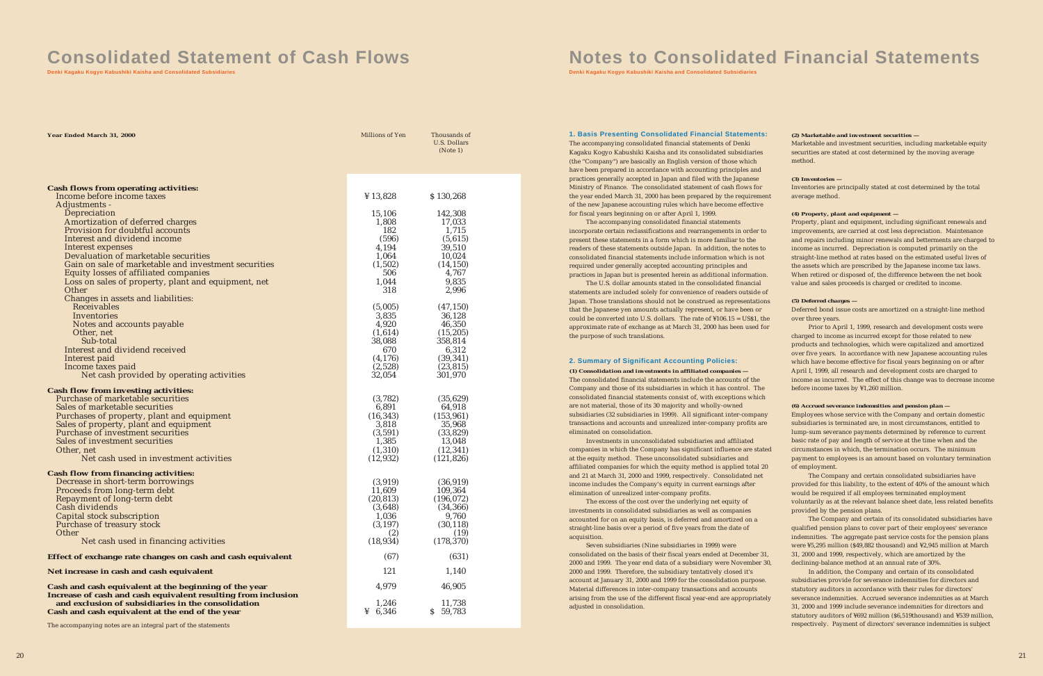# Consolidated Statement of Cash Flows

**Denki Kagaku Kogyo Kabushiki Kaisha and Consolidated Subsidiaries**

| Year Ended March 31, 2000 | Millions of Yen | Thousands of U.S. Dollars (Note 1) |
|---|---|---|
| **Cash flows from operating activities:** | | |
| Income before income taxes | ¥13,828 | $130,268 |
| Adjustments - | | |
| Depreciation | 15,106 | 142,308 |
| Amortization of deferred charges | 1,808 | 17,033 |
| Provision for doubtful accounts | 182 | 1,715 |
| Interest and dividend income | (596) | (5,615) |
| Interest expenses | 4,194 | 39,510 |
| Devaluation of marketable securities | 1,064 | 10,024 |
| Gain on sale of marketable and investment securities | (1,502) | (14,150) |
| Equity losses of affiliated companies | 506 | 4,767 |
| Loss on sales of property, plant and equipment, net | 1,044 | 9,835 |
| Other | 318 | 2,996 |
| Changes in assets and liabilities: | | |
| Receivables | (5,005) | (47,150) |
| Inventories | 3,835 | 36,128 |
| Notes and accounts payable | 4,920 | 46,350 |
| Other, net | (1,614) | (15,205) |
| Sub-total | 38,088 | 358,814 |
| Interest and dividend received | 670 | 6,312 |
| Interest paid | (4,176) | (39,341) |
| Income taxes paid | (2,528) | (23,815) |
| Net cash provided by operating activities | 32,054 | 301,970 |
| **Cash flow from investing activities:** | | |
| Purchase of marketable securities | (3,782) | (35,629) |
| Sales of marketable securities | 6,891 | 64,918 |
| Purchases of property, plant and equipment | (16,343) | (153,961) |
| Sales of property, plant and equipment | 3,818 | 35,968 |
| Purchase of investment securities | (3,591) | (33,829) |
| Sales of investment securities | 1,385 | 13,048 |
| Other, net | (1,310) | (12,341) |
| Net cash used in investment activities | (12,932) | (121,826) |
| **Cash flow from financing activities:** | | |
| Decrease in short-term borrowings | (3,919) | (36,919) |
| Proceeds from long-term debt | 11,609 | 109,364 |
| Repayment of long-term debt | (20,813) | (196,072) |
| Cash dividends | (3,648) | (34,366) |
| Capital stock subscription | 1,036 | 9,760 |
| Purchase of treasury stock | (3,197) | (30,118) |
| Other | (2) | (19) |
| Net cash used in financing activities | (18,934) | (178,370) |
| **Effect of exchange rate changes on cash and cash equivalent** | (67) | (631) |
| **Net increase in cash and cash equivalent** | 121 | 1,140 |
| **Cash and cash equivalent at the beginning of the year** | 4,979 | 46,905 |
| **Increase of cash and cash equivalent resulting from inclusion and exclusion of subsidiaries in the consolidation** | 1,246 | 11,738 |
| **Cash and cash equivalent at the end of the year** | ¥ 6,346 | $ 59,783 |

The accompanying notes are an integral part of the statements

# Notes to Consolidated Financial Statements

**Denki Kagaku Kogyo Kabushiki Kaisha and Consolidated Subsidiaries**

## 1. Basis Presenting Consolidated Financial Statements:

The accompanying consolidated financial statements of Denki Kagaku Kogyo Kabushiki Kaisha and its consolidated subsidiaries (the "Company") are basically an English version of those which have been prepared in accordance with accounting principles and practices generally accepted in Japan and filed with the Japanese Ministry of Finance. The consolidated statement of cash flows for the year ended March 31, 2000 has been prepared by the requirement of the new Japanese accounting rules which have become effective for fiscal years beginning on or after April 1, 1999.

The accompanying consolidated financial statements incorporate certain reclassifications and rearrangements in order to present these statements in a form which is more familiar to the readers of these statements outside Japan. In addition, the notes to consolidated financial statements include information which is not required under generally accepted accounting principles and practices in Japan but is presented herein as additional information.

The U.S. dollar amounts stated in the consolidated financial statements are included solely for convenience of readers outside of Japan. Those translations should not be construed as representations that the Japanese yen amounts actually represent, or have been or could be converted into U.S. dollars. The rate of ¥106.15 = US$1, the approximate rate of exchange as at March 31, 2000 has been used for the purpose of such translations.

## 2. Summary of Significant Accounting Policies:

**(1) Consolidation and investments in affiliated companies —**

The consolidated financial statements include the accounts of the Company and those of its subsidiaries in which it has control. The consolidated financial statements consist of, with exceptions which are not material, those of its 30 majority and wholly-owned subsidiaries (32 subsidiaries in 1999). All significant inter-company transactions and accounts and unrealized inter-company profits are eliminated on consolidation.

Investments in unconsolidated subsidiaries and affiliated companies in which the Company has significant influence are stated at the equity method. These unconsolidated subsidiaries and affiliated companies for which the equity method is applied total 20 and 21 at March 31, 2000 and 1999, respectively. Consolidated net income includes the Company's equity in current earnings after elimination of unrealized inter-company profits.

The excess of the cost over the underlying net equity of investments in consolidated subsidiaries as well as companies accounted for on an equity basis, is deferred and amortized on a straight-line basis over a period of five years from the date of acquisition.

Seven subsidiaries (Nine subsidiaries in 1999) were consolidated on the basis of their fiscal years ended at December 31, 2000 and 1999. The year end data of a subsidiary were November 30, 2000 and 1999. Therefore, the subsidiary tentatively closed it's account at January 31, 2000 and 1999 for the consolidation purpose. Material differences in inter-company transactions and accounts arising from the use of the different fiscal year-end are appropriately adjusted in consolidation.

**(2) Marketable and investment securities —**

Marketable and investment securities, including marketable equity securities are stated at cost determined by the moving average method.

**(3) Inventories —**

Inventories are principally stated at cost determined by the total average method.

**(4) Property, plant and equipment —**

Property, plant and equipment, including significant renewals and improvements, are carried at cost less depreciation. Maintenance and repairs including minor renewals and betterments are charged to income as incurred. Depreciation is computed primarily on the straight-line method at rates based on the estimated useful lives of the assets which are prescribed by the Japanese income tax laws. When retired or disposed of, the difference between the net book value and sales proceeds is charged or credited to income.

**(5) Deferred charges —**

Deferred bond issue costs are amortized on a straight-line method over three years.

Prior to April 1, 1999, research and development costs were charged to income as incurred except for those related to new products and technologies, which were capitalized and amortized over five years. In accordance with new Japanese accounting rules which have become effective for fiscal years beginning on or after April 1, 1999, all research and development costs are charged to income as incurred. The effect of this change was to decrease income before income taxes by ¥1,260 million.

**(6) Accrued severance indemnities and pension plan —**

Employees whose service with the Company and certain domestic subsidiaries is terminated are, in most circumstances, entitled to lump-sum severance payments determined by reference to current basic rate of pay and length of service at the time when and the circumstances in which, the termination occurs. The minimum payment to employees is an amount based on voluntary termination of employment.

The Company and certain consolidated subsidiaries have provided for this liability, to the extent of 40% of the amount which would be required if all employees terminated employment voluntarily as at the relevant balance sheet date, less related benefits provided by the pension plans.

The Company and certain of its consolidated subsidiaries have qualified pension plans to cover part of their employees' severance indemnities. The aggregate past service costs for the pension plans were ¥5,295 million ($49,882 thousand) and ¥2,945 million at March 31, 2000 and 1999, respectively, which are amortized by the declining-balance method at an annual rate of 30%.

In addition, the Company and certain of its consolidated subsidiaries provide for severance indemnities for directors and statutory auditors in accordance with their rules for directors' severance indemnities. Accrued severance indemnities as at March 31, 2000 and 1999 include severance indemnities for directors and statutory auditors of ¥692 million ($6,519thousand) and ¥539 million, respectively. Payment of directors' severance indemnities is subject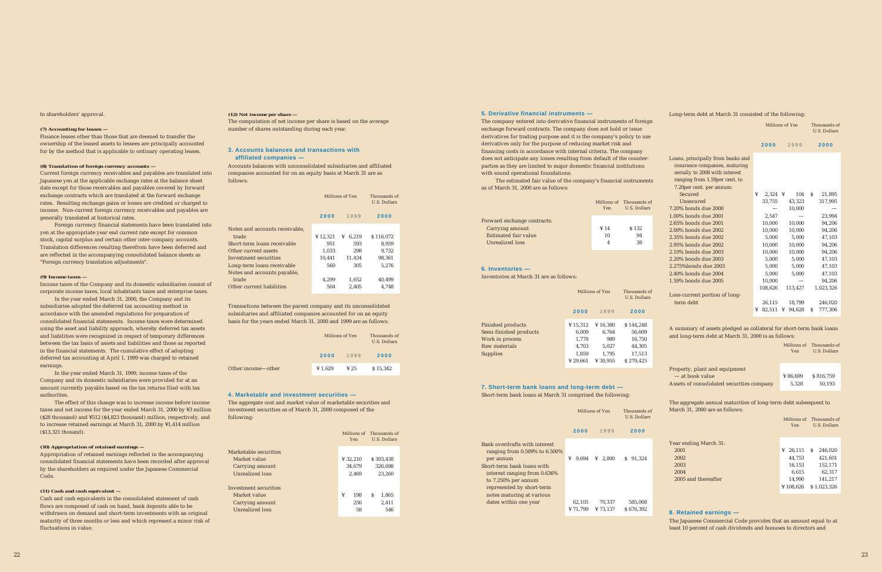to shareholders' approval.

**(7) Accounting for leases —**

Finance leases other than those that are deemed to transfer the ownership of the leased assets to lessees are principally accounted for by the method that is applicable to ordinary operating leases.

**(8) Translation of foreign currency accounts —**

Current foreign currency receivables and payables are translated into Japanese yen at the applicable exchange rates at the balance sheet date except for those receivables and payables covered by forward exchange contracts which are translated at the forward exchange rates. Resulting exchange gains or losses are credited or charged to income. Non-current foreign currency receivables and payables are generally translated at historical rates.

Foreign currency financial statements have been translated into yen at the appropriate year end current rate except for common stock, capital surplus and certain other inter-company accounts. Translation differences resulting therefrom have been deferred and are reflected in the accompanying consolidated balance sheets as "Foreign currency translation adjustments".

**(9) Income taxes —**

Income taxes of the Company and its domestic subsidiaries consist of corporate income taxes, local inhabitants taxes and enterprise taxes.

In the year ended March 31, 2000, the Company and its subsidiaries adopted the deferred tax accounting method in accordance with the amended regulations for preparation of consolidated financial statements. Income taxes were determined using the asset and liability approach, whereby deferred tax assets and liabilities were recognized in respect of temporary differences between the tax basis of assets and liabilities and those as reported in the financial statements. The cumulative effect of adopting deferred tax accounting at April 1, 1999 was charged to retained earnings.

In the year ended March 31, 1999, income taxes of the Company and its domestic subsidiaries were provided for at an amount currently payable based on the tax returns filed with tax authorities.

The effect of this change was to increase income before income taxes and net income for the year ended March 31, 2000 by ¥3 million ($28 thousand) and ¥512 ($4,823 thousand) million, respectively, and to increase retained earnings at March 31, 2000 by ¥1,414 million ($13,321 thosand).

**(10) Appropriation of retained earnings —**

Appropriation of retained earnings reflected in the accompanying consolidated financial statements have been recorded after approval by the shareholders as required under the Japanese Commercial Code.

**(11) Cash and cash equivalent —**

Cash and cash equivalents in the consolidated statement of cash flows are composed of cash on hand, bank deposits able to be withdrawn on demand and short-term investments with an original maturity of three months or less and which represent a minor risk of fluctuations in value.

**(12) Net income per share —**

The computation of net income per share is based on the average number of shares outstanding during each year.

## 3. Accounts balances and transactions with affiliated companies —

Accounts balances with unconsolidated subsidiaries and affiliated companies accounted for on an equity basis at March 31 are as follows:

| | Millions of Yen | | Thousands of U.S. Dollars |
|---|---|---|---|
| | 2000 | 1999 | 2000 |
| Notes and accounts receivable, trade | ¥ 12,321 | ¥ 6,219 | $ 116,072 |
| Short-term loans receivable | 951 | 593 | 8,959 |
| Other current assets | 1,033 | 298 | 9,732 |
| Investment securities | 10,441 | 11,434 | 98,361 |
| Long-term loans receivable | 560 | 305 | 5,276 |
| Notes and accounts payable, trade | 4,299 | 1,652 | 40,499 |
| Other current liabilities | 504 | 2,405 | 4,748 |

Transactions between the parent company and its unconsolidated subsidiaries and affiliated companies accounted for on an equity basis for the years ended March 31, 2000 and 1999 are as follows:

| | Millions of Yen | | Thousands of U.S. Dollars |
|---|---|---|---|
| | 2000 | 1999 | 2000 |
| Other income—other | ¥ 1,629 | ¥ 25 | $ 15,342 |

## 4. Marketable and investment securities —

The aggregate cost and market value of marketable securities and investment securities as of March 31, 2000 composed of the following:

| | Millions of Yen | Thousands of U.S. Dollars |
|---|---|---|
| Marketable securities | | |
| Market value | ¥ 32,210 | $ 303,438 |
| Carrying amount | 34,679 | 326,698 |
| Unrealized loss | 2,469 | 23,260 |
| Investment securities | | |
| Market value | ¥ 198 | $ 1,865 |
| Carrying amount | 256 | 2,411 |
| Unrealized loss | 58 | 546 |

## 5. Derivative financial instruments —

The company entered into derivative financial instruments of foreign exchange forward contracts. The company does not hold or issue derivatives for trading purpose and it is the company's policy to use derivatives only for the purpose of reducing market risk and financing costs in accordance with internal criteria. The company does not anticipate any losses resulting from default of the counter-parties as they are limited to major domestic financial institutions with sound operational foundations.

The estimated fair value of the company's financial instruments as of March 31, 2000 are as follows:

| | Millions of Yen | Thousands of U.S. Dollars |
|---|---|---|
| Forward exchange contracts: | | |
| Carrying amount | ¥ 14 | $ 132 |
| Estimated fair value | 10 | 94 |
| Unrealized loss | 4 | 38 |

## 6. Inventories —

Inventories at March 31 are as follows:

| | Millions of Yen | | Thousands of U.S. Dollars |
|---|---|---|---|
| | 2000 | 1999 | 2000 |
| Finished products | ¥ 15,312 | ¥ 16,380 | $ 144,248 |
| Semi-finished products | 6,009 | 6,764 | 56,609 |
| Work in process | 1,778 | 989 | 16,750 |
| Raw materials | 4,703 | 5,027 | 44,305 |
| Supplies | 1,859 | 1,795 | 17,513 |
| | ¥ 29,661 | ¥ 30,955 | $ 279,425 |

## 7. Short-term bank loans and long-term debt —

Short-term bank loans at March 31 comprised the following:

| | Millions of Yen | | Thousands of U.S. Dollars |
|---|---|---|---|
| | 2000 | 1999 | 2000 |
| Bank overdrafts with interest ranging from 0.509% to 6.500% per annum | ¥ 9,694 | ¥ 2,800 | $ 91,324 |
| Short-term bank loans with interest ranging from 0.636% to 7.250% per annum represented by short-term notes maturing at various dates within one year | 62,105 | 70,337 | 585,068 |
| | ¥ 71,799 | ¥ 73,137 | $ 676,392 |

Long-term debt at March 31 consisted of the following:

| | Millions of Yen | | Thousands of U.S. Dollars |
|---|---|---|---|
| | 2000 | 1999 | 2000 |
| Loans, principally from banks and insurance companies, maturing serially to 2008 with interest ranging from 1.59per cent. to 7.20per cent. per annum: | | | |
| Secured | ¥ 2,324 | ¥ 104 | $ 21,895 |
| Unsecured | 33,755 | 43,323 | 317,995 |
| 7.20% bonds due 2000 | — | 10,000 | — |
| 1.00% bonds due 2001 | 2,547 | — | 23,994 |
| 2.65% bonds due 2001 | 10,000 | 10,000 | 94,206 |
| 2.00% bonds due 2002 | 10,000 | 10,000 | 94,206 |
| 2.35% bonds due 2002 | 5,000 | 5,000 | 47,103 |
| 2.95% bonds due 2002 | 10,000 | 10,000 | 94,206 |
| 2.10% bonds due 2003 | 10,000 | 10,000 | 94,206 |
| 2.20% bonds due 2003 | 5,000 | 5,000 | 47,103 |
| 2.275%bonds due 2003 | 5,000 | 5,000 | 47,103 |
| 2.40% bonds due 2004 | 5,000 | 5,000 | 47,103 |
| 1.59% bonds due 2005 | 10,000 | — | 94,206 |
| | 108,626 | 113,427 | 1,023,326 |
| Loss-current portion of long-term debt | 26,115 | 18,799 | 246,020 |
| | ¥ 82,511 | ¥ 94,628 | $ 777,306 |

A summary of assets pledged as collateral for short-term bank loans and long-term debt at March 31, 2000 is as follows:

| | Millions of Yen | Thousands of U.S. Dollars |
|---|---|---|
| Property, plant and equipment — at book value | ¥ 86,699 | $ 816,759 |
| Assets of consolidated securities company | 5,328 | 50,193 |

The aggregate annual maturities of long-term debt subsequent to March 31, 2000 are as follows:

| | Millions of Yen | Thousands of U.S. Dollars |
|---|---|---|
| Year ending March 31: | | |
| 2001 | ¥ 26,115 | $ 246,020 |
| 2002 | 44,753 | 421,601 |
| 2003 | 16,153 | 152,171 |
| 2004 | 6,615 | 62,317 |
| 2005 and thereafter | 14,990 | 141,217 |
| | ¥ 108,626 | $ 1,023,326 |

## 8. Retained earnings —

The Japanese Commercial Code provides that an amount equal to at least 10 percent of cash dividends and bonuses to directors and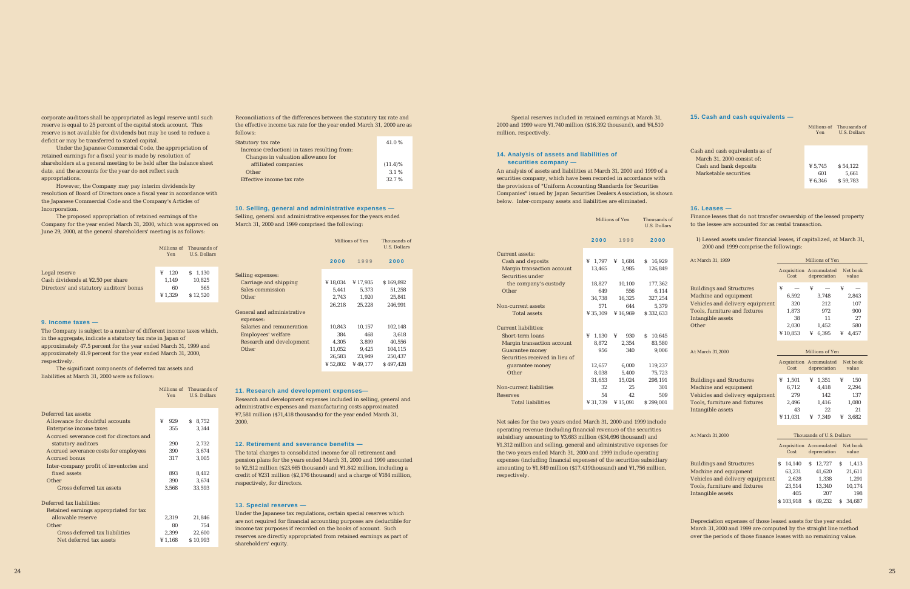corporate auditors shall be appropriated as legal reserve until such reserve is equal to 25 percent of the capital stock account. This reserve is not available for dividends but may be used to reduce a deficit or may be transferred to stated capital.

Under the Japanese Commercial Code, the appropriation of retained earnings for a fiscal year is made by resolution of shareholders at a general meeting to be held after the balance sheet date, and the accounts for the year do not reflect such appropriations.

However, the Company may pay interim dividends by resolution of Board of Directors once a fiscal year in accordance with the Japanese Commercial Code and the Company's Articles of Incorporation.

The proposed appropriation of retained earnings of the Company for the year ended March 31, 2000, which was approved on June 29, 2000, at the general shareholders' meeting is as follows:

| | Millions of Yen | Thousands of U.S. Dollars |
|---|---|---|
| Legal reserve | ¥ 120 | $ 1,130 |
| Cash dividends at ¥2.50 per share | 1,149 | 10,825 |
| Directors' and statutory auditors' bonus | 60 | 565 |
| | ¥ 1,329 | $ 12,520 |

## 9. Income taxes —

The Company is subject to a number of different income taxes which, in the aggregate, indicate a statutory tax rate in Japan of approximately 47.5 percent for the year ended March 31, 1999 and approximately 41.9 percent for the year ended March 31, 2000, respectively.

The significant components of deferred tax assets and liabilities at March 31, 2000 were as follows:

| | Millions of Yen | Thousands of U.S. Dollars |
|---|---|---|
| Deferred tax assets: | | |
| Allowance for doubtful accounts | ¥ 929 | $ 8,752 |
| Enterprise income taxes | 355 | 3,344 |
| Accrued severance cost for directors and statutory auditors | 290 | 2,732 |
| Accrued severance costs for employees | 390 | 3,674 |
| Accrued bonus | 317 | 3,005 |
| Inter-company profit of inventories and fixed assets | 893 | 8,412 |
| Other | 390 | 3,674 |
| Gross deferred tax assets | 3,568 | 33,593 |
| Deferred tax liabilities: | | |
| Retained earnings appropriated for tax allowable reserve | 2,319 | 21,846 |
| Other | 80 | 754 |
| Gross deferred tax liabilities | 2,399 | 22,600 |
| Net deferred tax assets | ¥ 1,168 | $ 10,993 |

Reconciliations of the differences between the statutory tax rate and the effective income tax rate for the year ended March 31, 2000 are as follows:

| | |
|---|---|
| Statutory tax rate | 41.0 % |
| Increase (reduction) in taxes resulting from: | |
| Changes in valuation allowance for affiliated companies | (11.4)% |
| Other | 3.1 % |
| Effective income tax rate | 32.7 % |

## 10. Selling, general and administrative expenses —

Selling, general and administrative expenses for the years ended March 31, 2000 and 1999 comprised the following:

| | Millions of Yen | | Thousands of U.S. Dollars |
|---|---|---|---|
| | 2000 | 1999 | 2000 |
| Selling expenses: | | | |
| Carriage and shipping | ¥ 18,034 | ¥ 17,935 | $ 169,892 |
| Sales commission | 5,441 | 5,373 | 51,258 |
| Other | 2,743 | 1,920 | 25,841 |
| | 26,218 | 25,228 | 246,991 |
| General and administrative expenses: | | | |
| Salaries and remuneration | 10,843 | 10,157 | 102,148 |
| Employees' welfare | 384 | 468 | 3,618 |
| Research and development | 4,305 | 3,899 | 40,556 |
| Other | 11,052 | 9,425 | 104,115 |
| | 26,583 | 23,949 | 250,437 |
| | ¥ 52,802 | ¥ 49,177 | $ 497,428 |

## 11. Research and development expenses—

Research and development expenses included in selling, general and administrative expenses and manufacturing costs approximated ¥7,581 million ($71,418 thousands) for the year ended March 31, 2000.

## 12. Retirement and severance benefits —

The total charges to consolidated income for all retirement and pension plans for the years ended March 31, 2000 and 1999 amounted to ¥2,512 million ($23,665 thousand) and ¥1,842 million, including a credit of ¥231 million ($2,176 thousand) and a charge of ¥184 million, respectively, for directors.

## 13. Special reserves —

Under the Japanese tax regulations, certain special reserves which are not required for financial accounting purposes are deductible for income tax purposes if recorded on the books of account. Such reserves are directly appropriated from retained earnings as part of shareholders' equity.

Special reserves included in retained earnings at March 31, 2000 and 1999 were ¥1,740 million ($16,392 thousand), and ¥4,510 million, respectively.

## 14. Analysis of assets and liabilities of securities company —

An analysis of assets and liabilities at March 31, 2000 and 1999 of a securities company, which have been recorded in accordance with the provisions of "Uniform Accounting Standards for Securities Companies" issued by Japan Securities Dealers Association, is shown below. Inter-company assets and liabilities are eliminated.

| | Millions of Yen | | Thousands of U.S. Dollars |
|---|---|---|---|
| | 2000 | 1999 | 2000 |
| Current assets: | | | |
| Cash and deposits | ¥ 1,797 | ¥ 1,684 | $ 16,929 |
| Margin transaction account | 13,465 | 3,985 | 126,849 |
| Securities under the company's custody | 18,827 | 10,100 | 177,362 |
| Other | 649 | 556 | 6,114 |
| | 34,738 | 16,325 | 327,254 |
| Non-current assets | 571 | 644 | 5,379 |
| Total assets | ¥ 35,309 | ¥ 16,969 | $ 332,633 |
| Current liabilities: | | | |
| Short-term loans | ¥ 1,130 | ¥ 930 | $ 10,645 |
| Margin transaction account | 8,872 | 2,354 | 83,580 |
| Guarantee money | 956 | 340 | 9,006 |
| Securities received in lieu of guarantee money | 12,657 | 6,000 | 119,237 |
| Other | 8,038 | 5,400 | 75,723 |
| | 31,653 | 15,024 | 298,191 |
| Non-current liabilities | 32 | 25 | 301 |
| Reserves | 54 | 42 | 509 |
| Total liabilities | ¥ 31,739 | ¥ 15,091 | $ 299,001 |

Net sales for the two years ended March 31, 2000 and 1999 include operating revenue (including financial revenue) of the securities subsidiary amounting to ¥3,683 million ($34,696 thousand) and ¥1,312 million and selling, general and administrative expenses for the two years ended March 31, 2000 and 1999 include operating expenses (including financial expenses) of the securities subsidiary amounting to ¥1,849 million ($17,419thousand) and ¥1,756 million, respectively.

## 15. Cash and cash equivalents —

| | Millions of Yen | Thousands of U.S. Dollars |
|---|---|---|
| Cash and cash equivalents as of March 31, 2000 consist of: | | |
| Cash and bank deposits | ¥ 5,745 | $ 54,122 |
| Marketable securities | 601 | 5,661 |
| | ¥ 6,346 | $ 59,783 |

## 16. Leases —

Finance leases that do not transfer ownership of the leased property to the lessee are accounted for as rental transaction.

1) Leased assets under financial leases, if capitalized, at March 31, 2000 and 1999 comprise the followings:

| At March 31, 1999 | Millions of Yen | | |
|---|---|---|---|
| | Acquisition Cost | Accumulated depreciation | Net book value |
| Buildings and Structures | ¥ — | ¥ — | ¥ — |
| Machine and equipment | 6,592 | 3,748 | 2,843 |
| Vehicles and delivery equipment | 320 | 212 | 107 |
| Tools, furniture and fixtures | 1,873 | 972 | 900 |
| Intangible assets | 38 | 11 | 27 |
| Other | 2,030 | 1,452 | 580 |
| | ¥ 10,853 | ¥ 6,395 | ¥ 4,457 |

| At March 31,2000 | Millions of Yen | | |
|---|---|---|---|
| | Acquisition Cost | Accumulated depreciation | Net book value |
| Buildings and Structures | ¥ 1,501 | ¥ 1,351 | ¥ 150 |
| Machine and equipment | 6,712 | 4,418 | 2,294 |
| Vehicles and delivery equipment | 279 | 142 | 137 |
| Tools, furniture and fixtures | 2,496 | 1,416 | 1,080 |
| Intangible assets | 43 | 22 | 21 |
| | ¥ 11,031 | ¥ 7,349 | ¥ 3,682 |

| At March 31,2000 | Thousands of U.S. Dollars | | |
|---|---|---|---|
| | Acquisition Cost | Accumulated depreciation | Net book value |
| Buildings and Structures | $ 14,140 | $ 12,727 | $ 1,413 |
| Machine and equipment | 63,231 | 41,620 | 21,611 |
| Vehicles and delivery equipment | 2,628 | 1,338 | 1,291 |
| Tools, furniture and fixtures | 23,514 | 13,340 | 10,174 |
| Intangible assets | 405 | 207 | 198 |
| | $ 103,918 | $ 69,232 | $ 34,687 |

Depreciation expenses of those leased assets for the year ended March 31,2000 and 1999 are computed by the straight line method over the periods of those finance leases with no remaining value.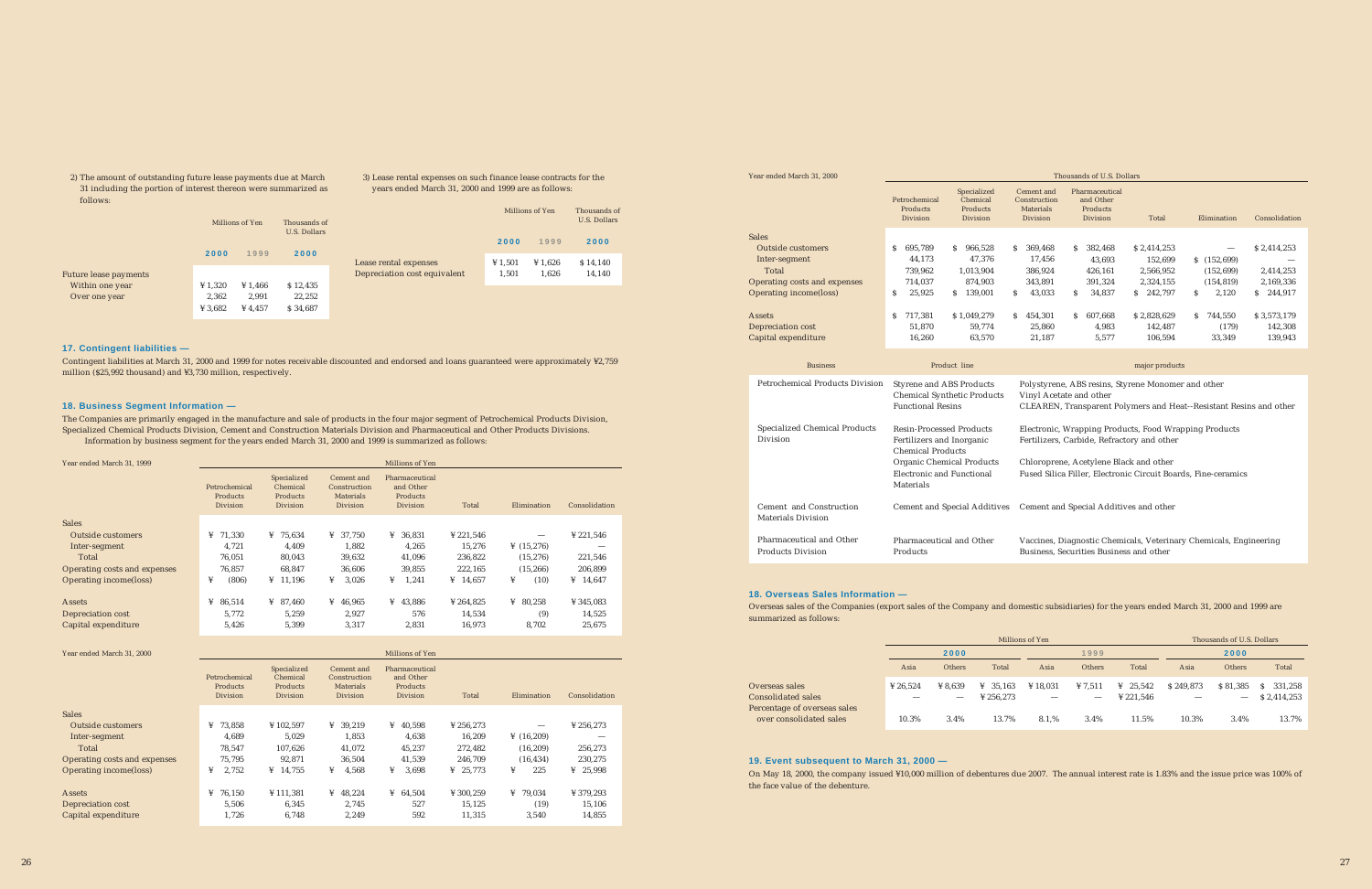2) The amount of outstanding future lease payments due at March 31 including the portion of interest thereon were summarized as follows:

| | Millions of Yen | | Thousands of U.S. Dollars |
|---|---|---|---|
| | 2000 | 1999 | 2000 |
| Future lease payments | | | |
| Within one year | ¥ 1,320 | ¥ 1,466 | $ 12,435 |
| Over one year | 2,362 | 2,991 | 22,252 |
| | ¥ 3,682 | ¥ 4,457 | $ 34,687 |

3) Lease rental expenses on such finance lease contracts for the years ended March 31, 2000 and 1999 are as follows:

| | Millions of Yen | | Thousands of U.S. Dollars |
|---|---|---|---|
| | 2000 | 1999 | 2000 |
| Lease rental expenses | ¥ 1,501 | ¥ 1,626 | $ 14,140 |
| Depreciation cost equivalent | 1,501 | 1,626 | 14,140 |

### 17. Contingent liabilities —

Contingent liabilities at March 31, 2000 and 1999 for notes receivable discounted and endorsed and loans guaranteed were approximately ¥2,759 million ($25,992 thousand) and ¥3,730 million, respectively.

### 18. Business Segment Information —

The Companies are primarily engaged in the manufacture and sale of products in the four major segment of Petrochemical Products Division, Specialized Chemical Products Division, Cement and Construction Materials Division and Pharmaceutical and Other Products Divisions.

Information by business segment for the years ended March 31, 2000 and 1999 is summarized as follows:

| Year ended March 31, 1999 | Millions of Yen | | | | | | |
|---|---|---|---|---|---|---|---|
| | Petrochemical Products Division | Specialized Chemical Products Division | Cement and Construction Materials Division | Pharmaceutical and Other Products Division | Total | Elimination | Consolidation |
| Sales | | | | | | | |
| Outside customers | ¥ 71,330 | ¥ 75,634 | ¥ 37,750 | ¥ 36,831 | ¥ 221,546 | — | ¥ 221,546 |
| Inter-segment | 4,721 | 4,409 | 1,882 | 4,265 | 15,276 | ¥ (15,276) | — |
| Total | 76,051 | 80,043 | 39,632 | 41,096 | 236,822 | (15,276) | 221,546 |
| Operating costs and expenses | 76,857 | 68,847 | 36,606 | 39,855 | 222,165 | (15,266) | 206,899 |
| Operating income(loss) | ¥ (806) | ¥ 11,196 | ¥ 3,026 | ¥ 1,241 | ¥ 14,657 | ¥ (10) | ¥ 14,647 |
| Assets | ¥ 86,514 | ¥ 87,460 | ¥ 46,965 | ¥ 43,886 | ¥ 264,825 | ¥ 80,258 | ¥ 345,083 |
| Depreciation cost | 5,772 | 5,259 | 2,927 | 576 | 14,534 | (9) | 14,525 |
| Capital expenditure | 5,426 | 5,399 | 3,317 | 2,831 | 16,973 | 8,702 | 25,675 |

| Year ended March 31, 2000 | Millions of Yen | | | | | | |
|---|---|---|---|---|---|---|---|
| | Petrochemical Products Division | Specialized Chemical Products Division | Cement and Construction Materials Division | Pharmaceutical and Other Products Division | Total | Elimination | Consolidation |
| Sales | | | | | | | |
| Outside customers | ¥ 73,858 | ¥ 102,597 | ¥ 39,219 | ¥ 40,598 | ¥ 256,273 | — | ¥ 256,273 |
| Inter-segment | 4,689 | 5,029 | 1,853 | 4,638 | 16,209 | ¥ (16,209) | — |
| Total | 78,547 | 107,626 | 41,072 | 45,237 | 272,482 | (16,209) | 256,273 |
| Operating costs and expenses | 75,795 | 92,871 | 36,504 | 41,539 | 246,709 | (16,434) | 230,275 |
| Operating income(loss) | ¥ 2,752 | ¥ 14,755 | ¥ 4,568 | ¥ 3,698 | ¥ 25,773 | ¥ 225 | ¥ 25,998 |
| Assets | ¥ 76,150 | ¥ 111,381 | ¥ 48,224 | ¥ 64,504 | ¥ 300,259 | ¥ 79,034 | ¥ 379,293 |
| Depreciation cost | 5,506 | 6,345 | 2,745 | 527 | 15,125 | (19) | 15,106 |
| Capital expenditure | 1,726 | 6,748 | 2,249 | 592 | 11,315 | 3,540 | 14,855 |

| Year ended March 31, 2000 | Thousands of U.S. Dollars | | | | | | |
|---|---|---|---|---|---|---|---|
| | Petrochemical Products Division | Specialized Chemical Products Division | Cement and Construction Materials Division | Pharmaceutical and Other Products Division | Total | Elimination | Consolidation |
| Sales | | | | | | | |
| Outside customers | $ 695,789 | $ 966,528 | $ 369,468 | $ 382,468 | $ 2,414,253 | — | $ 2,414,253 |
| Inter-segment | 44,173 | 47,376 | 17,456 | 43,693 | 152,699 | $ (152,699) | — |
| Total | 739,962 | 1,013,904 | 386,924 | 426,161 | 2,566,952 | (152,699) | 2,414,253 |
| Operating costs and expenses | 714,037 | 874,903 | 343,891 | 391,324 | 2,324,155 | (154,819) | 2,169,336 |
| Operating income(loss) | $ 25,925 | $ 139,001 | $ 43,033 | $ 34,837 | $ 242,797 | $ 2,120 | $ 244,917 |
| Assets | $ 717,381 | $ 1,049,279 | $ 454,301 | $ 607,668 | $ 2,828,629 | $ 744,550 | $ 3,573,179 |
| Depreciation cost | 51,870 | 59,774 | 25,860 | 4,983 | 142,487 | (179) | 142,308 |
| Capital expenditure | 16,260 | 63,570 | 21,187 | 5,577 | 106,594 | 33,349 | 139,943 |

| Business | Product line | major products |
|---|---|---|
| Petrochemical Products Division | Styrene and ABS Products | Polystyrene, ABS resins, Styrene Monomer and other |
| | Chemical Synthetic Products | Vinyl Acetate and other |
| | Functional Resins | CLEAREN, Transparent Polymers and Heat--Resistant Resins and other |
| Specialized Chemical Products Division | Resin-Processed Products | Electronic, Wrapping Products, Food Wrapping Products |
| | Fertilizers and Inorganic Chemical Products | Fertilizers, Carbide, Refractory and other |
| | Organic Chemical Products | Chloroprene, Acetylene Black and other |
| | Electronic and Functional Materials | Fused Silica Filler, Electronic Circuit Boards, Fine-ceramics |
| Cement and Construction Materials Division | Cement and Special Additives | Cement and Special Additives and other |
| Pharmaceutical and Other Products Division | Pharmaceutical and Other Products | Vaccines, Diagnostic Chemicals, Veterinary Chemicals, Engineering Business, Securities Business and other |

### 18. Overseas Sales Information —

Overseas sales of the Companies (export sales of the Company and domestic subsidiaries) for the years ended March 31, 2000 and 1999 are summarized as follows:

| | Millions of Yen | | | | | | Thousands of U.S. Dollars | | |
|---|---|---|---|---|---|---|---|---|---|
| | 2000 | | | 1999 | | | 2000 | | |
| | Asia | Others | Total | Asia | Others | Total | Asia | Others | Total |
| Overseas sales | ¥ 26,524 | ¥ 8,639 | ¥ 35,163 | ¥ 18,031 | ¥ 7,511 | ¥ 25,542 | $ 249,873 | $ 81,385 | $ 331,258 |
| Consolidated sales | — | — | ¥ 256,273 | — | — | ¥ 221,546 | — | — | $ 2,414,253 |
| Percentage of overseas sales over consolidated sales | 10.3% | 3.4% | 13.7% | 8.1% | 3.4% | 11.5% | 10.3% | 3.4% | 13.7% |

### 19. Event subsequent to March 31, 2000 —

On May 18, 2000, the company issued ¥10,000 million of debentures due 2007. The annual interest rate is 1.83% and the issue price was 100% of the face value of the debenture.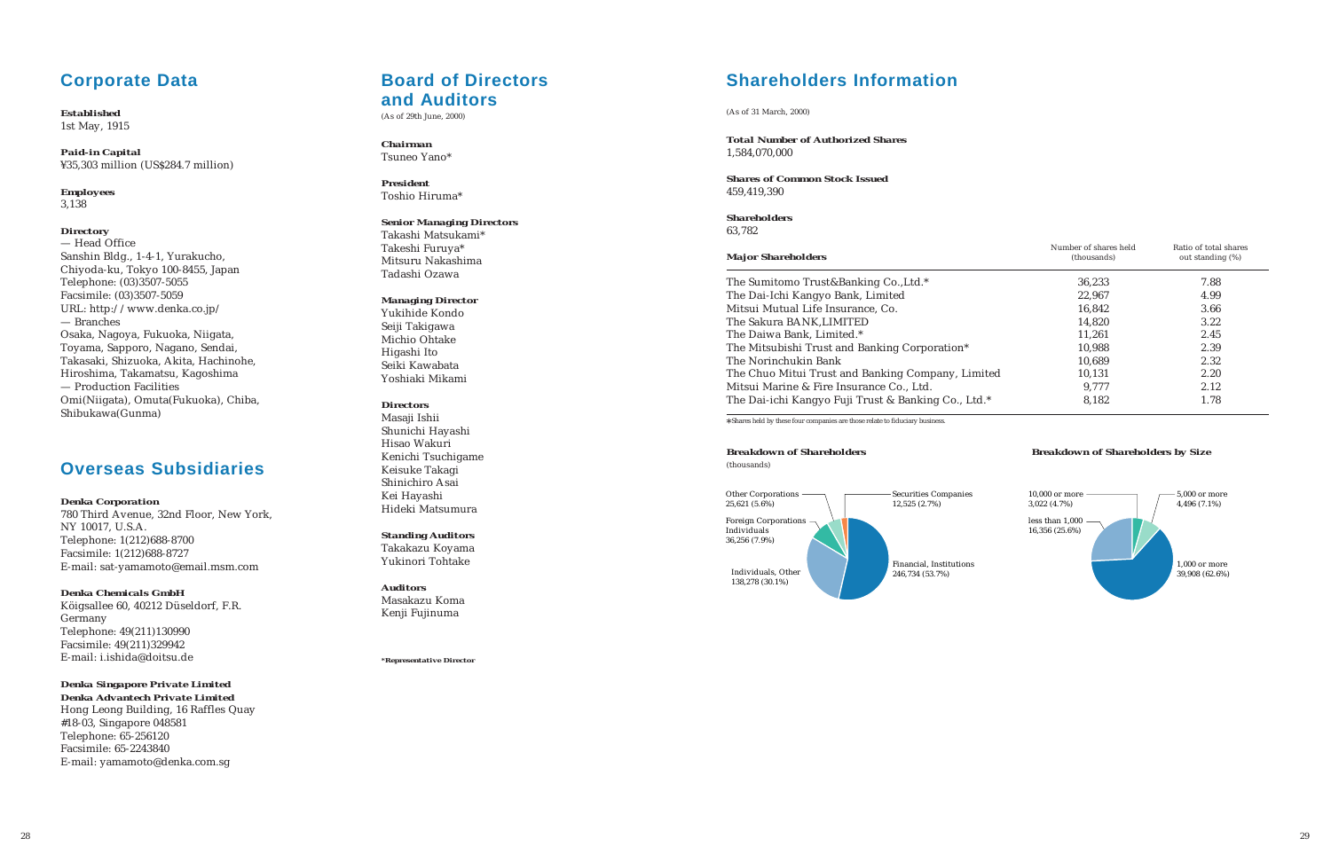## Corporate Data

**Established**
1st May, 1915

**Paid-in Capital**
¥35,303 million (US$284.7 million)

**Employees**
3,138

**Directory**
— Head Office
Sanshin Bldg., 1-4-1, Yurakucho,
Chiyoda-ku, Tokyo 100-8455, Japan
Telephone: (03)3507-5055
Facsimile: (03)3507-5059
URL: http://www.denka.co.jp/
— Branches
Osaka, Nagoya, Fukuoka, Niigata,
Toyama, Sapporo, Nagano, Sendai,
Takasaki, Shizuoka, Akita, Hachinohe,
Hiroshima, Takamatsu, Kagoshima
— Production Facilities
Omi(Niigata), Omuta(Fukuoka), Chiba,
Shibukawa(Gunma)

## Overseas Subsidiaries

**Denka Corporation**
780 Third Avenue, 32nd Floor, New York,
NY 10017, U.S.A.
Telephone: 1(212)688-8700
Facsimile: 1(212)688-8727
E-mail: sat-yamamoto@email.msm.com

**Denka Chemicals GmbH**
Köigsallee 60, 40212 Düseldorf, F.R.
Germany
Telephone: 49(211)130990
Facsimile: 49(211)329942
E-mail: i.ishida@doitsu.de

**Denka Singapore Private Limited**
**Denka Advantech Private Limited**
Hong Leong Building, 16 Raffles Quay
#18-03, Singapore 048581
Telephone: 65-256120
Facsimile: 65-2243840
E-mail: yamamoto@denka.com.sg

## Board of Directors and Auditors

(As of 29th June, 2000)

**Chairman**
Tsuneo Yano*

**President**
Toshio Hiruma*

**Senior Managing Directors**
Takashi Matsukami*
Takeshi Furuya*
Mitsuru Nakashima
Tadashi Ozawa

**Managing Director**
Yukihide Kondo
Seiji Takigawa
Michio Ohtake
Higashi Ito
Seiki Kawabata
Yoshiaki Mikami

**Directors**
Masaji Ishii
Shunichi Hayashi
Hisao Wakuri
Kenichi Tsuchigame
Keisuke Takagi
Shinichiro Asai
Kei Hayashi
Hideki Matsumura

**Standing Auditors**
Takakazu Koyama
Yukinori Tohtake

**Auditors**
Masakazu Koma
Kenji Fujinuma

*Representative Director

## Shareholders Information

(As of 31 March, 2000)

**Total Number of Authorized Shares**
1,584,070,000

**Shares of Common Stock Issued**
459,419,390

**Shareholders**
63,782

| Major Shareholders | Number of shares held (thousands) | Ratio of total shares out standing (%) |
|---|---|---|
| The Sumitomo Trust&Banking Co.,Ltd.* | 36,233 | 7.88 |
| The Dai-Ichi Kangyo Bank, Limited | 22,967 | 4.99 |
| Mitsui Mutual Life Insurance, Co. | 16,842 | 3.66 |
| The Sakura BANK,LIMITED | 14,820 | 3.22 |
| The Daiwa Bank, Limited.* | 11,261 | 2.45 |
| The Mitsubishi Trust and Banking Corporation* | 10,988 | 2.39 |
| The Norinchukin Bank | 10,689 | 2.32 |
| The Chuo Mitui Trust and Banking Company, Limited | 10,131 | 2.20 |
| Mitsui Marine & Fire Insurance Co., Ltd. | 9,777 | 2.12 |
| The Dai-ichi Kangyo Fuji Trust & Banking Co., Ltd.* | 8,182 | 1.78 |

*Shares held by these four companies are those relate to fiduciary business.

**Breakdown of Shareholders**
(thousands)

Other Corporations
25,621 (5.6%)
Foreign Corporations
Individuals
36,256 (7.9%)
Individuals, Other
138,278 (30.1%)
Securities Companies
12,525 (2.7%)
Financial, Institutions
246,734 (53.7%)

**Breakdown of Shareholders by Size**

10,000 or more
3,022 (4.7%)
less than 1,000
16,356 (25.6%)
5,000 or more
4,496 (7.1%)
1,000 or more
39,908 (62.6%)